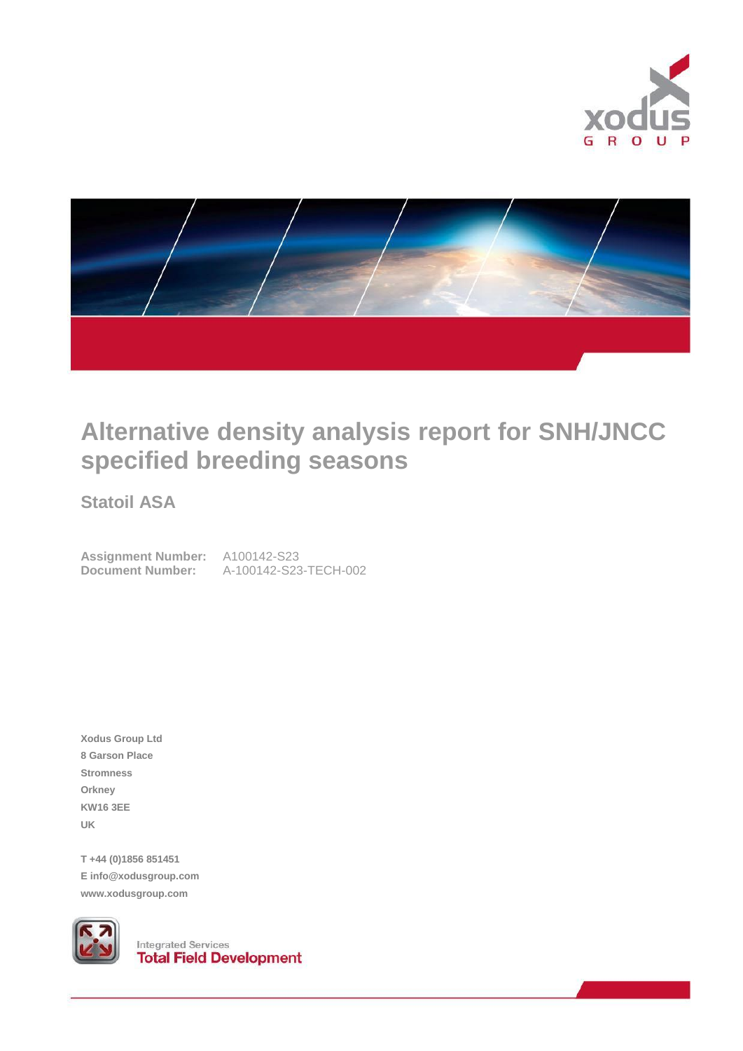# Alternative density analysis report for SNH/JNCC specified breeding seasons

## Statoil ASA

**Assignment Number:** A100142-S23
**Document Number:** A-100142-S23-TECH-002

**Xodus Group Ltd**
**8 Garson Place**
**Stromness**
**Orkney**
**KW16 3EE**
**UK**

**T +44 (0)1856 851451**
**E info@xodusgroup.com**
**www.xodusgroup.com**

Integrated Services
**Total Field Development**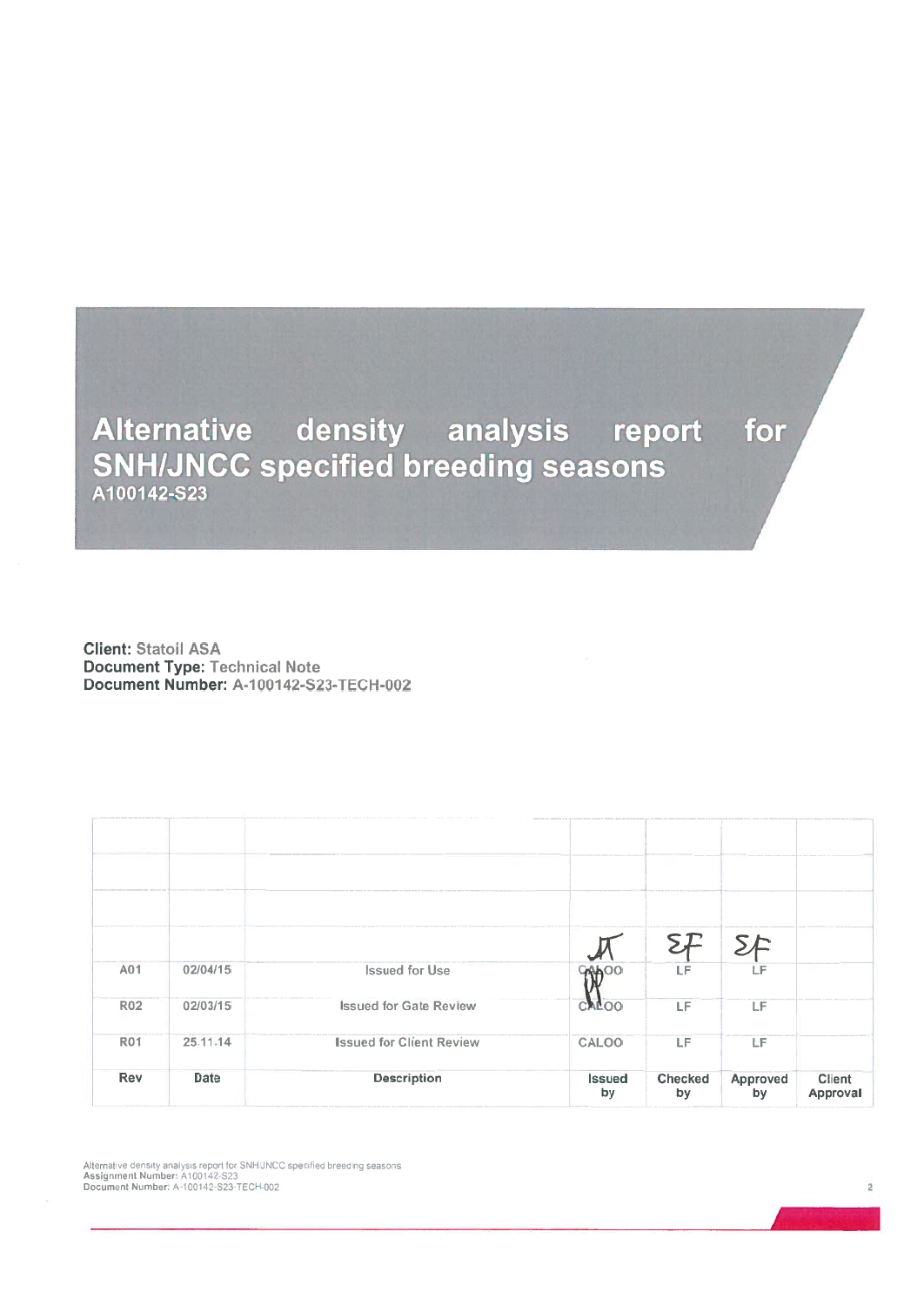# Alternative density analysis report for SNH/JNCC specified breeding seasons

A100142-S23

**Client:** Statoil ASA
**Document Type:** Technical Note
**Document Number:** A-100142-S23-TECH-002

| | | | | | | |
|---|---|---|---|---|---|---|
| | | | | | | |
| | | | | | | |
| | | | | | | |
| A01 | 02/04/15 | Issued for Use | CALOO | LF | LF | |
| R02 | 02/03/15 | Issued for Gate Review | CALOO | LF | LF | |
| R01 | 25.11.14 | Issued for Client Review | CALOO | LF | LF | |
| **Rev** | **Date** | **Description** | **Issued by** | **Checked by** | **Approved by** | **Client Approval** |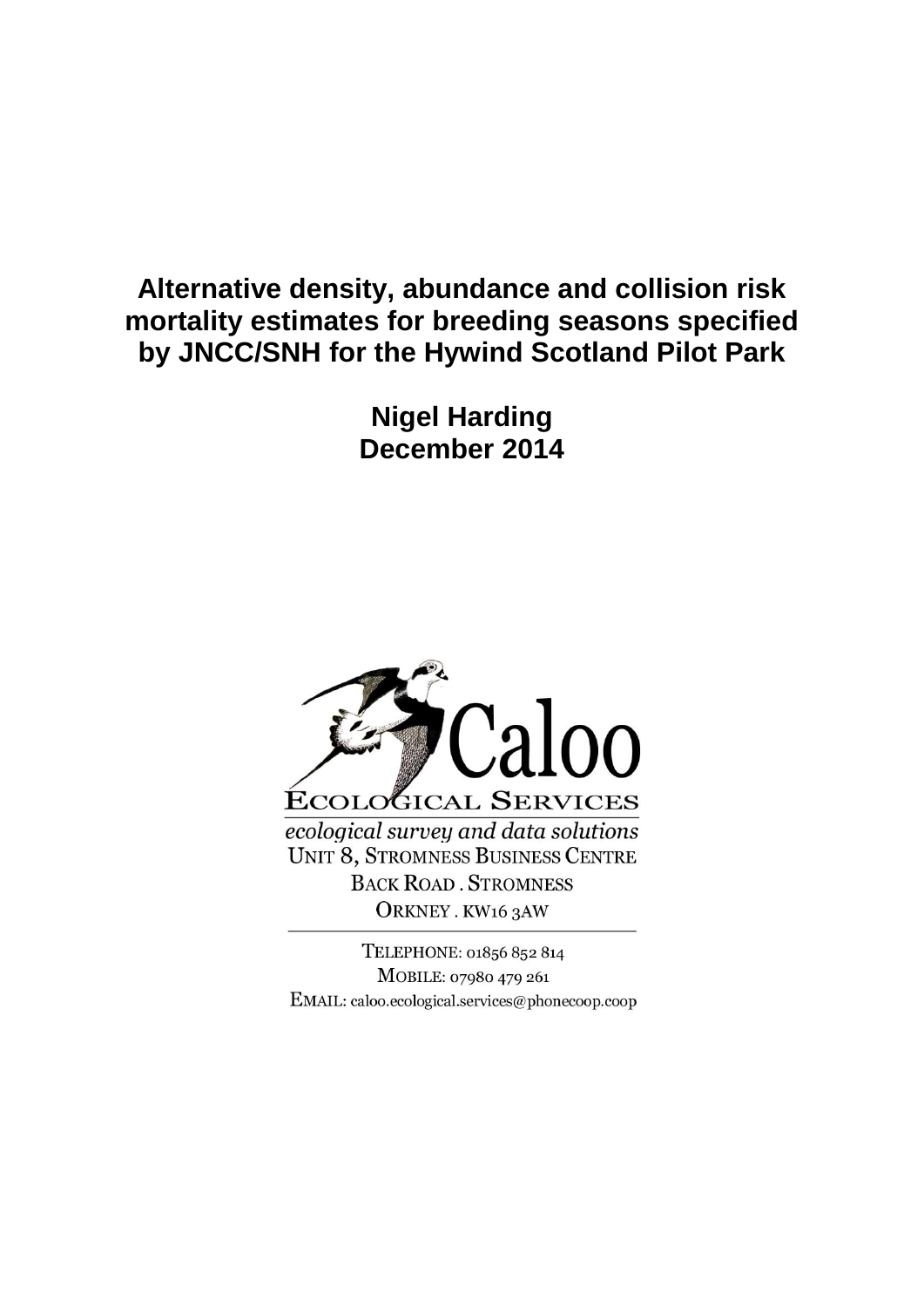# Alternative density, abundance and collision risk mortality estimates for breeding seasons specified by JNCC/SNH for the Hywind Scotland Pilot Park

**Nigel Harding**
**December 2014**

Caloo
ECOLOGICAL SERVICES

*ecological survey and data solutions*
UNIT 8, STROMNESS BUSINESS CENTRE
BACK ROAD . STROMNESS
ORKNEY . KW16 3AW

TELEPHONE: 01856 852 814
MOBILE: 07980 479 261
EMAIL: caloo.ecological.services@phonecoop.coop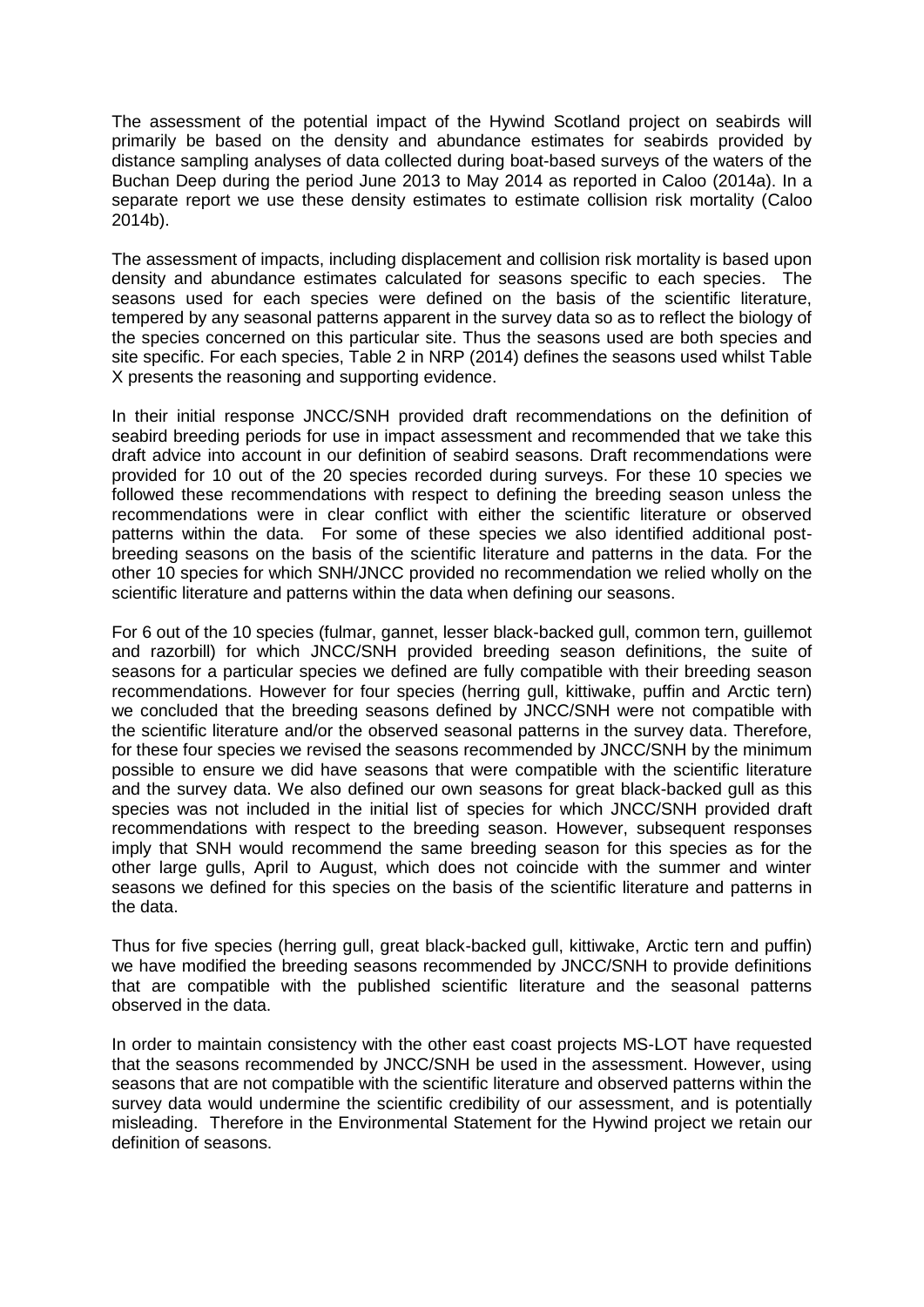The assessment of the potential impact of the Hywind Scotland project on seabirds will primarily be based on the density and abundance estimates for seabirds provided by distance sampling analyses of data collected during boat-based surveys of the waters of the Buchan Deep during the period June 2013 to May 2014 as reported in Caloo (2014a). In a separate report we use these density estimates to estimate collision risk mortality (Caloo 2014b).

The assessment of impacts, including displacement and collision risk mortality is based upon density and abundance estimates calculated for seasons specific to each species. The seasons used for each species were defined on the basis of the scientific literature, tempered by any seasonal patterns apparent in the survey data so as to reflect the biology of the species concerned on this particular site. Thus the seasons used are both species and site specific. For each species, Table 2 in NRP (2014) defines the seasons used whilst Table X presents the reasoning and supporting evidence.

In their initial response JNCC/SNH provided draft recommendations on the definition of seabird breeding periods for use in impact assessment and recommended that we take this draft advice into account in our definition of seabird seasons. Draft recommendations were provided for 10 out of the 20 species recorded during surveys. For these 10 species we followed these recommendations with respect to defining the breeding season unless the recommendations were in clear conflict with either the scientific literature or observed patterns within the data. For some of these species we also identified additional post-breeding seasons on the basis of the scientific literature and patterns in the data. For the other 10 species for which SNH/JNCC provided no recommendation we relied wholly on the scientific literature and patterns within the data when defining our seasons.

For 6 out of the 10 species (fulmar, gannet, lesser black-backed gull, common tern, guillemot and razorbill) for which JNCC/SNH provided breeding season definitions, the suite of seasons for a particular species we defined are fully compatible with their breeding season recommendations. However for four species (herring gull, kittiwake, puffin and Arctic tern) we concluded that the breeding seasons defined by JNCC/SNH were not compatible with the scientific literature and/or the observed seasonal patterns in the survey data. Therefore, for these four species we revised the seasons recommended by JNCC/SNH by the minimum possible to ensure we did have seasons that were compatible with the scientific literature and the survey data. We also defined our own seasons for great black-backed gull as this species was not included in the initial list of species for which JNCC/SNH provided draft recommendations with respect to the breeding season. However, subsequent responses imply that SNH would recommend the same breeding season for this species as for the other large gulls, April to August, which does not coincide with the summer and winter seasons we defined for this species on the basis of the scientific literature and patterns in the data.

Thus for five species (herring gull, great black-backed gull, kittiwake, Arctic tern and puffin) we have modified the breeding seasons recommended by JNCC/SNH to provide definitions that are compatible with the published scientific literature and the seasonal patterns observed in the data.

In order to maintain consistency with the other east coast projects MS-LOT have requested that the seasons recommended by JNCC/SNH be used in the assessment. However, using seasons that are not compatible with the scientific literature and observed patterns within the survey data would undermine the scientific credibility of our assessment, and is potentially misleading. Therefore in the Environmental Statement for the Hywind project we retain our definition of seasons.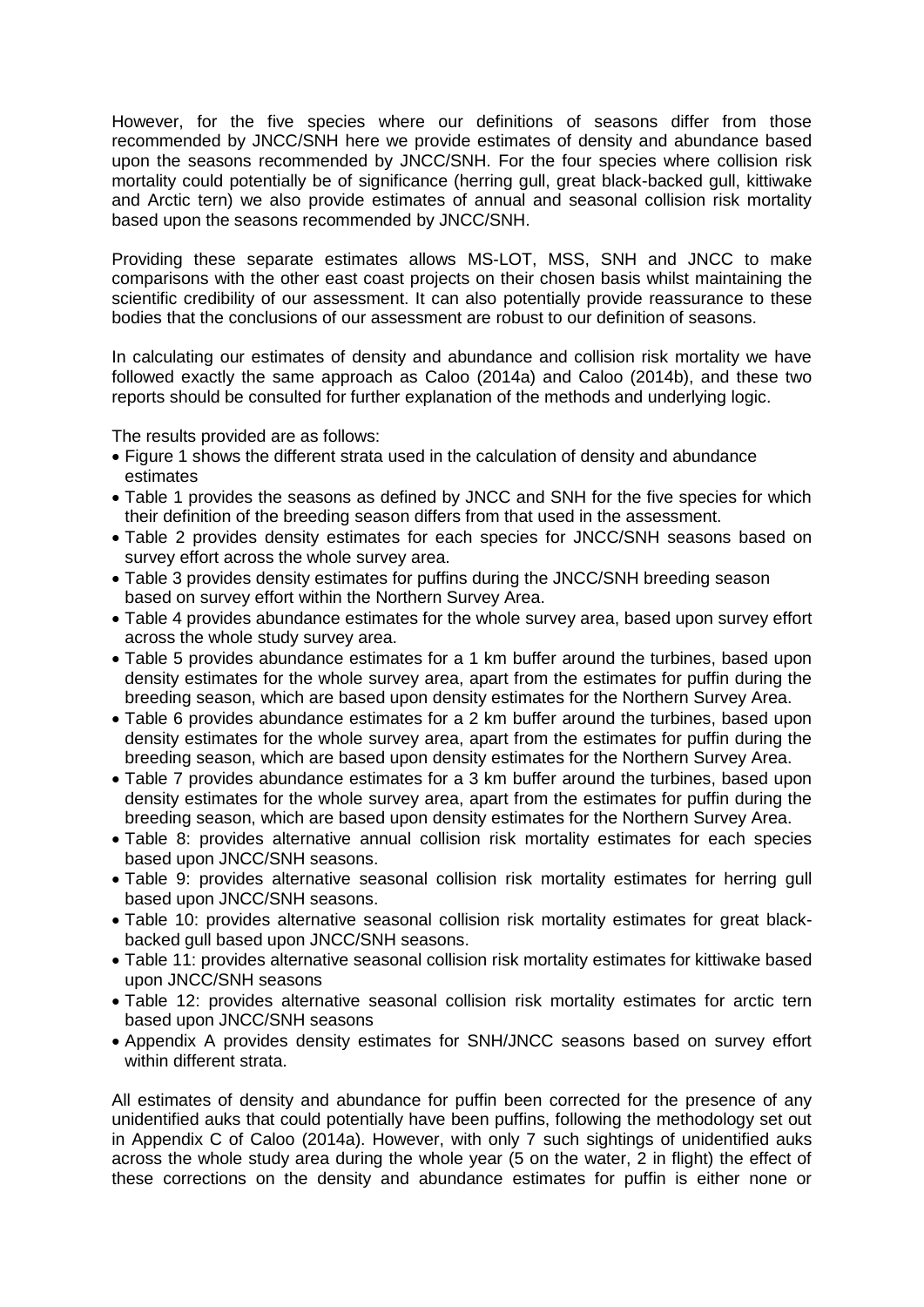However, for the five species where our definitions of seasons differ from those recommended by JNCC/SNH here we provide estimates of density and abundance based upon the seasons recommended by JNCC/SNH. For the four species where collision risk mortality could potentially be of significance (herring gull, great black-backed gull, kittiwake and Arctic tern) we also provide estimates of annual and seasonal collision risk mortality based upon the seasons recommended by JNCC/SNH.

Providing these separate estimates allows MS-LOT, MSS, SNH and JNCC to make comparisons with the other east coast projects on their chosen basis whilst maintaining the scientific credibility of our assessment. It can also potentially provide reassurance to these bodies that the conclusions of our assessment are robust to our definition of seasons.

In calculating our estimates of density and abundance and collision risk mortality we have followed exactly the same approach as Caloo (2014a) and Caloo (2014b), and these two reports should be consulted for further explanation of the methods and underlying logic.

The results provided are as follows:

- Figure 1 shows the different strata used in the calculation of density and abundance estimates
- Table 1 provides the seasons as defined by JNCC and SNH for the five species for which their definition of the breeding season differs from that used in the assessment.
- Table 2 provides density estimates for each species for JNCC/SNH seasons based on survey effort across the whole survey area.
- Table 3 provides density estimates for puffins during the JNCC/SNH breeding season based on survey effort within the Northern Survey Area.
- Table 4 provides abundance estimates for the whole survey area, based upon survey effort across the whole study survey area.
- Table 5 provides abundance estimates for a 1 km buffer around the turbines, based upon density estimates for the whole survey area, apart from the estimates for puffin during the breeding season, which are based upon density estimates for the Northern Survey Area.
- Table 6 provides abundance estimates for a 2 km buffer around the turbines, based upon density estimates for the whole survey area, apart from the estimates for puffin during the breeding season, which are based upon density estimates for the Northern Survey Area.
- Table 7 provides abundance estimates for a 3 km buffer around the turbines, based upon density estimates for the whole survey area, apart from the estimates for puffin during the breeding season, which are based upon density estimates for the Northern Survey Area.
- Table 8: provides alternative annual collision risk mortality estimates for each species based upon JNCC/SNH seasons.
- Table 9: provides alternative seasonal collision risk mortality estimates for herring gull based upon JNCC/SNH seasons.
- Table 10: provides alternative seasonal collision risk mortality estimates for great black-backed gull based upon JNCC/SNH seasons.
- Table 11: provides alternative seasonal collision risk mortality estimates for kittiwake based upon JNCC/SNH seasons
- Table 12: provides alternative seasonal collision risk mortality estimates for arctic tern based upon JNCC/SNH seasons
- Appendix A provides density estimates for SNH/JNCC seasons based on survey effort within different strata.

All estimates of density and abundance for puffin been corrected for the presence of any unidentified auks that could potentially have been puffins, following the methodology set out in Appendix C of Caloo (2014a). However, with only 7 such sightings of unidentified auks across the whole study area during the whole year (5 on the water, 2 in flight) the effect of these corrections on the density and abundance estimates for puffin is either none or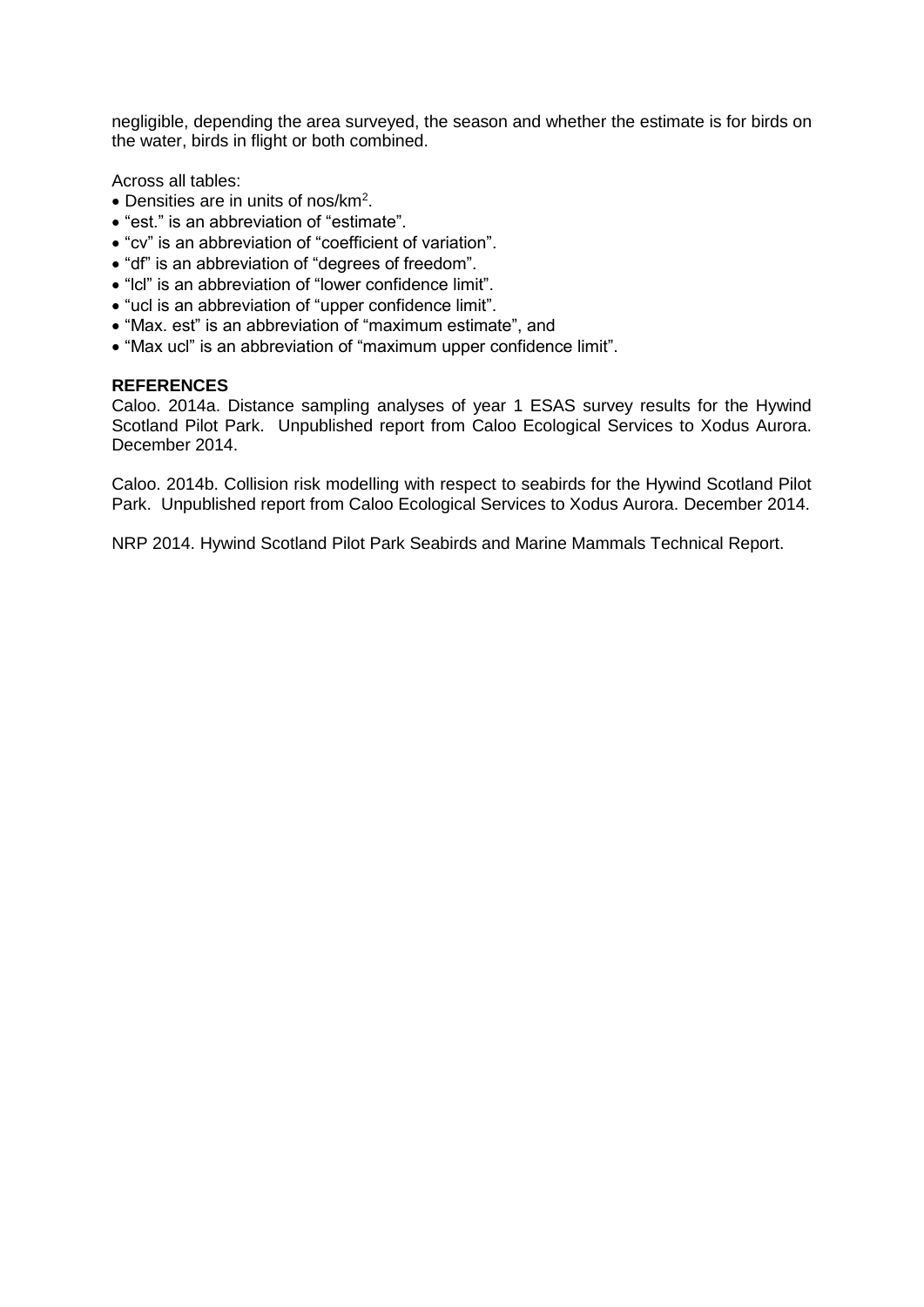negligible, depending the area surveyed, the season and whether the estimate is for birds on the water, birds in flight or both combined.

Across all tables:

- Densities are in units of nos/km$^2$.
- "est." is an abbreviation of "estimate".
- "cv" is an abbreviation of "coefficient of variation".
- "df" is an abbreviation of "degrees of freedom".
- "lcl" is an abbreviation of "lower confidence limit".
- "ucl is an abbreviation of "upper confidence limit".
- "Max. est" is an abbreviation of "maximum estimate", and
- "Max ucl" is an abbreviation of "maximum upper confidence limit".

**REFERENCES**

Caloo. 2014a. Distance sampling analyses of year 1 ESAS survey results for the Hywind Scotland Pilot Park. Unpublished report from Caloo Ecological Services to Xodus Aurora. December 2014.

Caloo. 2014b. Collision risk modelling with respect to seabirds for the Hywind Scotland Pilot Park. Unpublished report from Caloo Ecological Services to Xodus Aurora. December 2014.

NRP 2014. Hywind Scotland Pilot Park Seabirds and Marine Mammals Technical Report.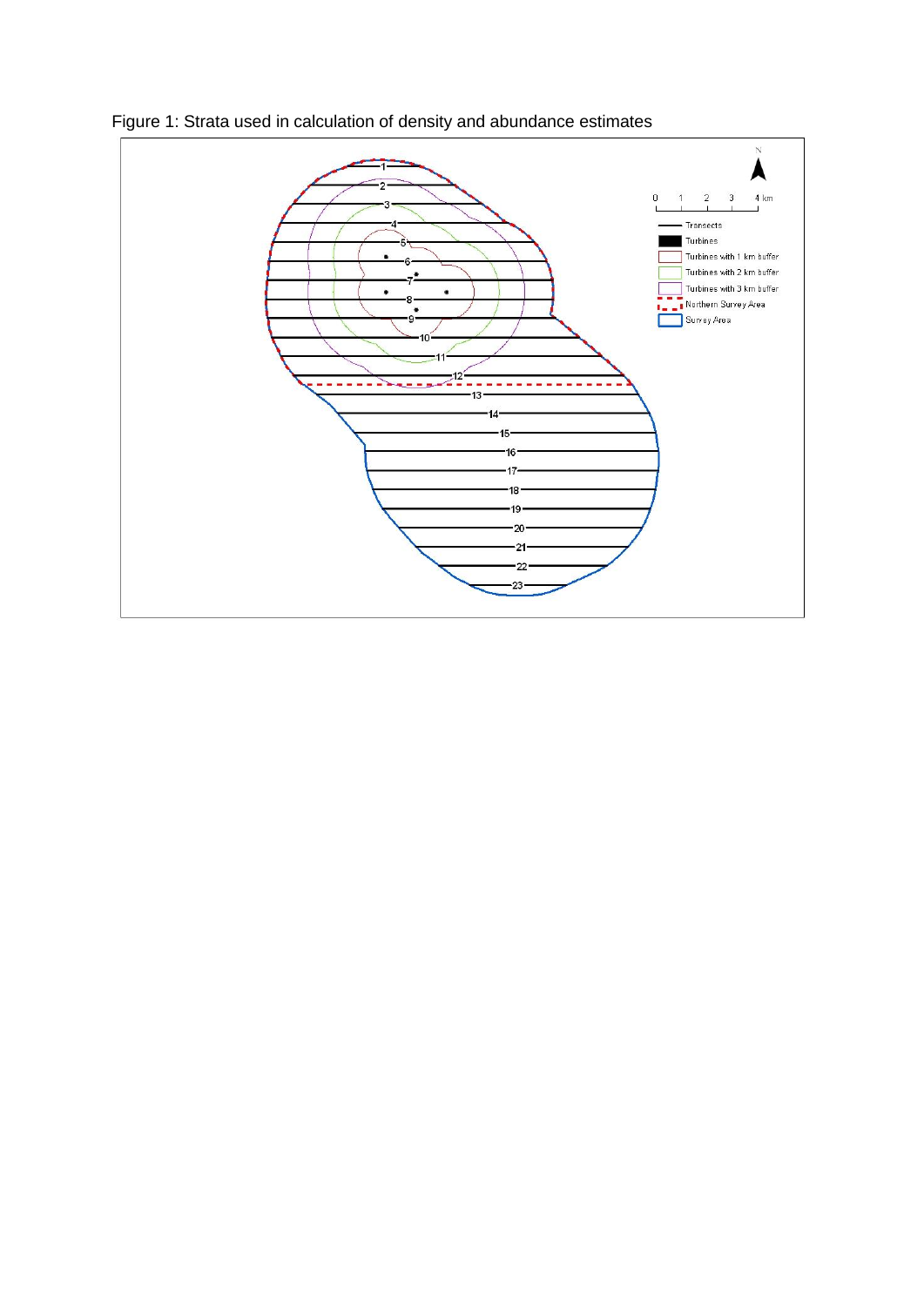Figure 1: Strata used in calculation of density and abundance estimates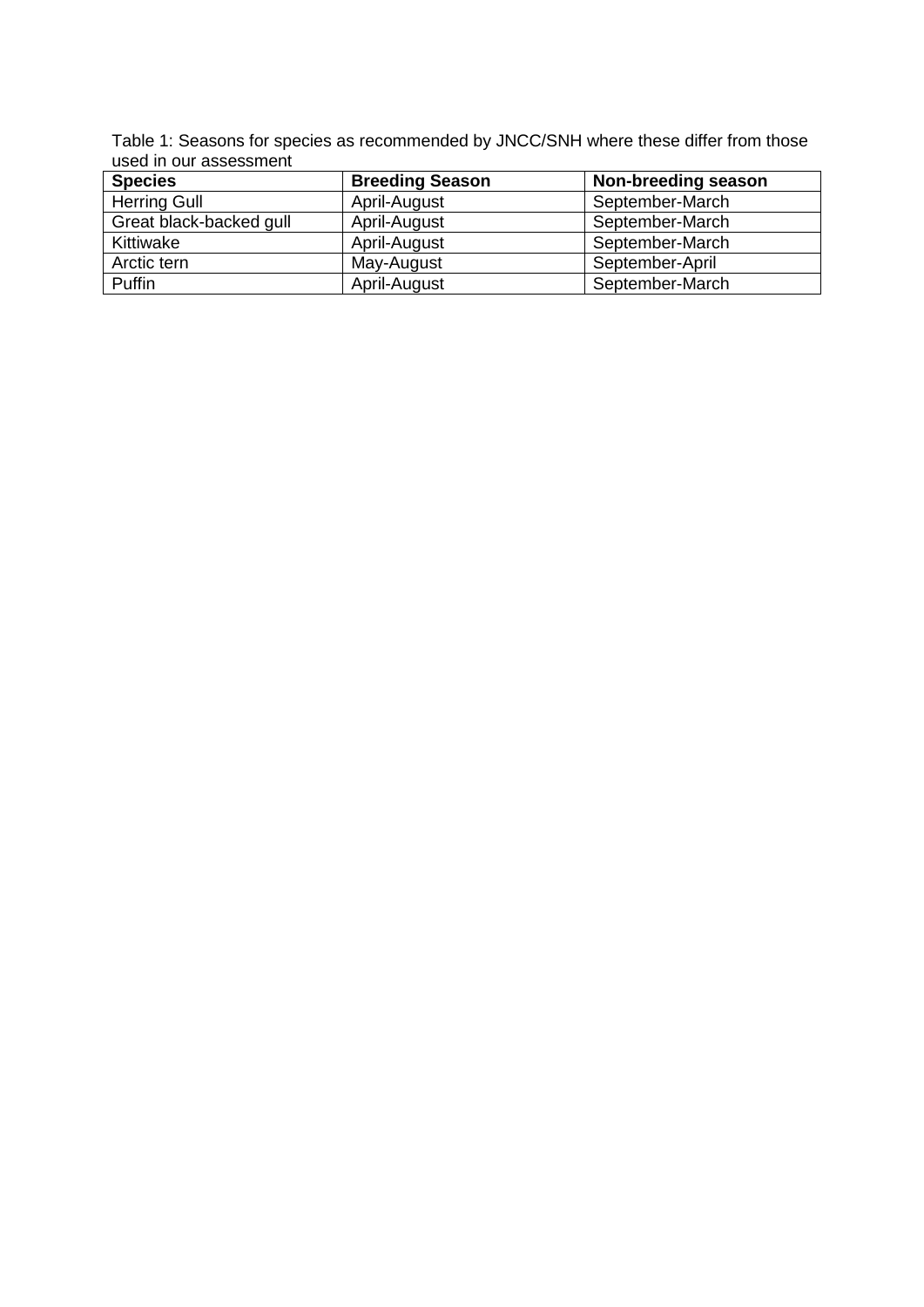Table 1: Seasons for species as recommended by JNCC/SNH where these differ from those used in our assessment

| Species | Breeding Season | Non-breeding season |
| --- | --- | --- |
| Herring Gull | April-August | September-March |
| Great black-backed gull | April-August | September-March |
| Kittiwake | April-August | September-March |
| Arctic tern | May-August | September-April |
| Puffin | April-August | September-March |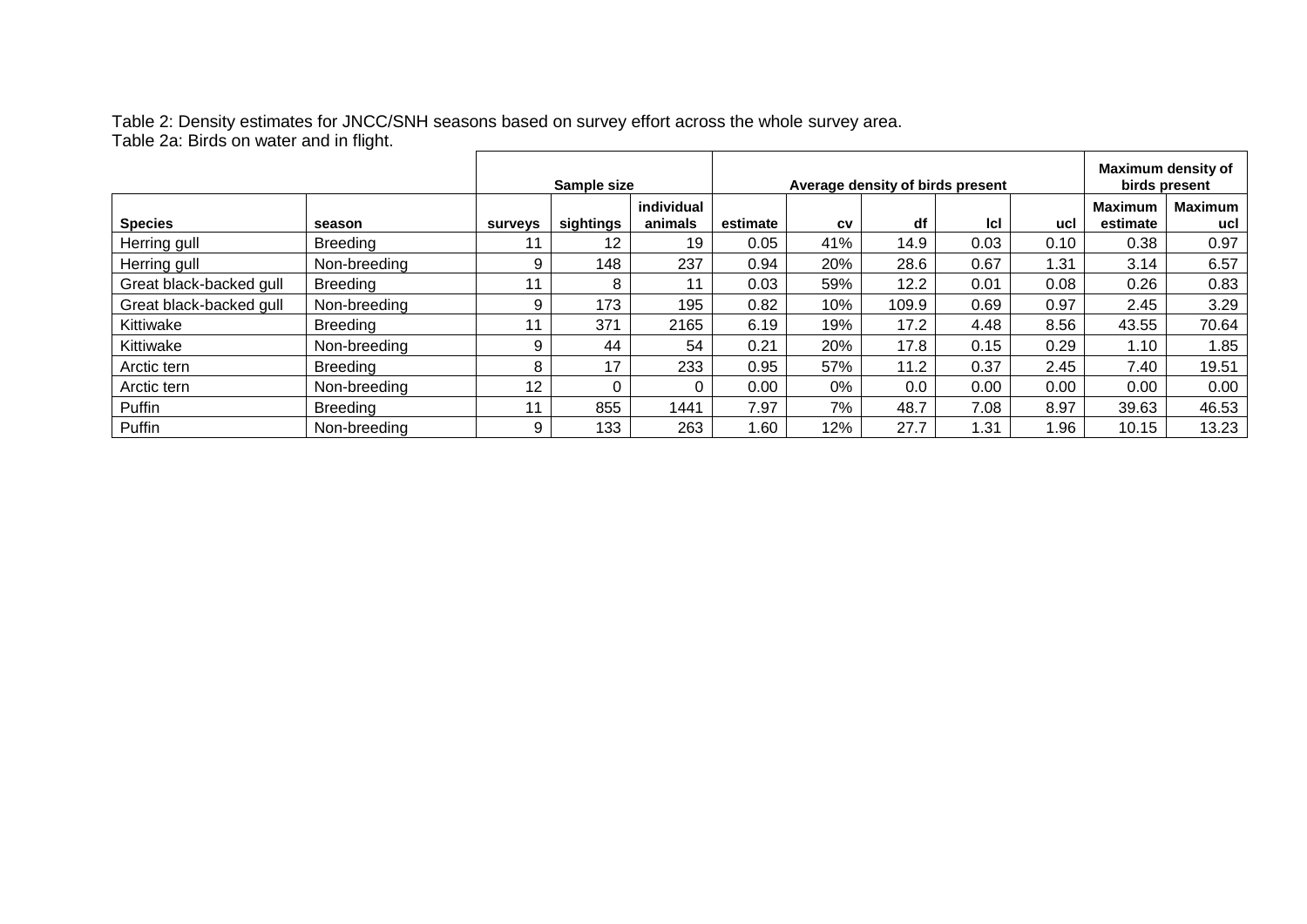Table 2: Density estimates for JNCC/SNH seasons based on survey effort across the whole survey area.
Table 2a: Birds on water and in flight.

| | | Sample size | | | Average density of birds present | | | | | Maximum density of birds present | |
|---|---|---|---|---|---|---|---|---|---|---|---|
| **Species** | **season** | **surveys** | **sightings** | **individual animals** | **estimate** | **cv** | **df** | **lcl** | **ucl** | **Maximum estimate** | **Maximum ucl** |
| Herring gull | Breeding | 11 | 12 | 19 | 0.05 | 41% | 14.9 | 0.03 | 0.10 | 0.38 | 0.97 |
| Herring gull | Non-breeding | 9 | 148 | 237 | 0.94 | 20% | 28.6 | 0.67 | 1.31 | 3.14 | 6.57 |
| Great black-backed gull | Breeding | 11 | 8 | 11 | 0.03 | 59% | 12.2 | 0.01 | 0.08 | 0.26 | 0.83 |
| Great black-backed gull | Non-breeding | 9 | 173 | 195 | 0.82 | 10% | 109.9 | 0.69 | 0.97 | 2.45 | 3.29 |
| Kittiwake | Breeding | 11 | 371 | 2165 | 6.19 | 19% | 17.2 | 4.48 | 8.56 | 43.55 | 70.64 |
| Kittiwake | Non-breeding | 9 | 44 | 54 | 0.21 | 20% | 17.8 | 0.15 | 0.29 | 1.10 | 1.85 |
| Arctic tern | Breeding | 8 | 17 | 233 | 0.95 | 57% | 11.2 | 0.37 | 2.45 | 7.40 | 19.51 |
| Arctic tern | Non-breeding | 12 | 0 | 0 | 0.00 | 0% | 0.0 | 0.00 | 0.00 | 0.00 | 0.00 |
| Puffin | Breeding | 11 | 855 | 1441 | 7.97 | 7% | 48.7 | 7.08 | 8.97 | 39.63 | 46.53 |
| Puffin | Non-breeding | 9 | 133 | 263 | 1.60 | 12% | 27.7 | 1.31 | 1.96 | 10.15 | 13.23 |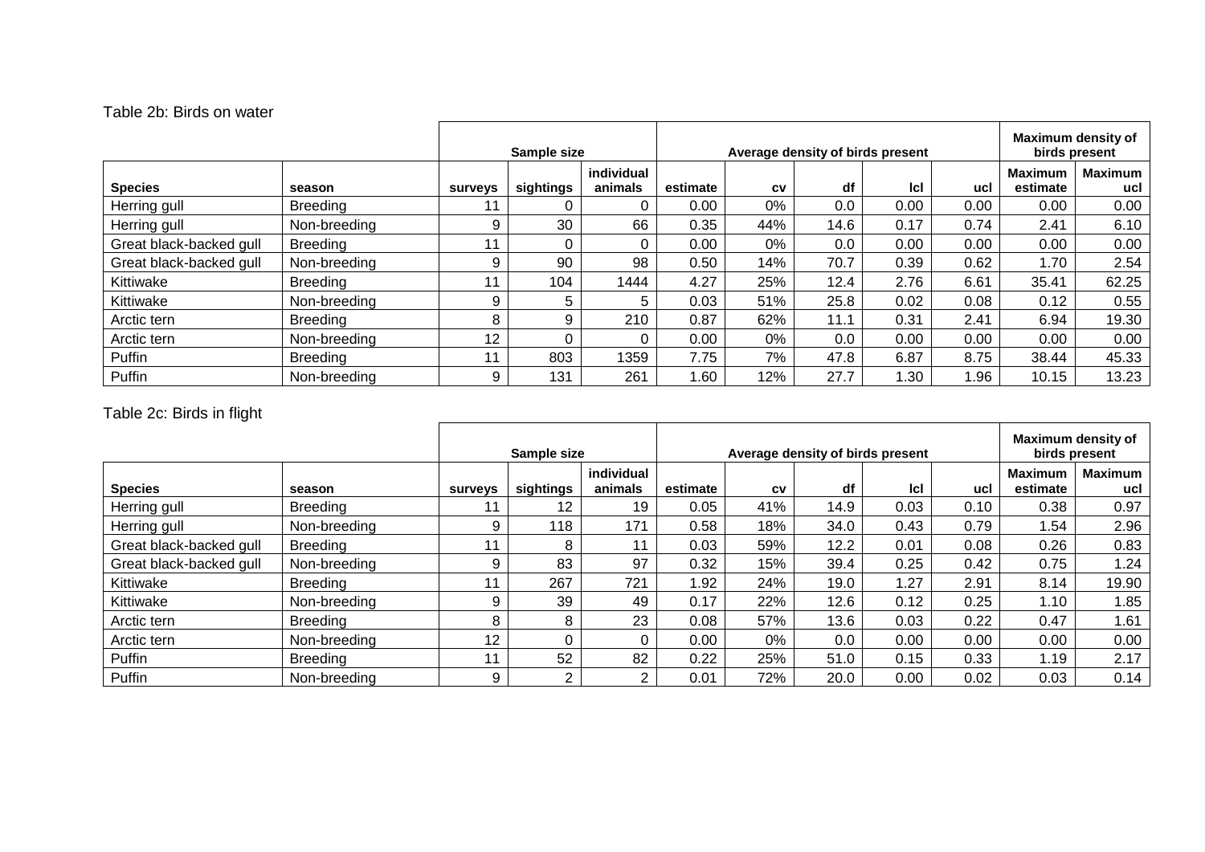Table 2b: Birds on water

| | | Sample size | | | Average density of birds present | | | | | Maximum density of birds present | |
|---|---|---|---|---|---|---|---|---|---|---|---|
| **Species** | **season** | **surveys** | **sightings** | **individual animals** | **estimate** | **cv** | **df** | **lcl** | **ucl** | **Maximum estimate** | **Maximum ucl** |
| Herring gull | Breeding | 11 | 0 | 0 | 0.00 | 0% | 0.0 | 0.00 | 0.00 | 0.00 | 0.00 |
| Herring gull | Non-breeding | 9 | 30 | 66 | 0.35 | 44% | 14.6 | 0.17 | 0.74 | 2.41 | 6.10 |
| Great black-backed gull | Breeding | 11 | 0 | 0 | 0.00 | 0% | 0.0 | 0.00 | 0.00 | 0.00 | 0.00 |
| Great black-backed gull | Non-breeding | 9 | 90 | 98 | 0.50 | 14% | 70.7 | 0.39 | 0.62 | 1.70 | 2.54 |
| Kittiwake | Breeding | 11 | 104 | 1444 | 4.27 | 25% | 12.4 | 2.76 | 6.61 | 35.41 | 62.25 |
| Kittiwake | Non-breeding | 9 | 5 | 5 | 0.03 | 51% | 25.8 | 0.02 | 0.08 | 0.12 | 0.55 |
| Arctic tern | Breeding | 8 | 9 | 210 | 0.87 | 62% | 11.1 | 0.31 | 2.41 | 6.94 | 19.30 |
| Arctic tern | Non-breeding | 12 | 0 | 0 | 0.00 | 0% | 0.0 | 0.00 | 0.00 | 0.00 | 0.00 |
| Puffin | Breeding | 11 | 803 | 1359 | 7.75 | 7% | 47.8 | 6.87 | 8.75 | 38.44 | 45.33 |
| Puffin | Non-breeding | 9 | 131 | 261 | 1.60 | 12% | 27.7 | 1.30 | 1.96 | 10.15 | 13.23 |

Table 2c: Birds in flight

| | | Sample size | | | Average density of birds present | | | | | Maximum density of birds present | |
|---|---|---|---|---|---|---|---|---|---|---|---|
| **Species** | **season** | **surveys** | **sightings** | **individual animals** | **estimate** | **cv** | **df** | **lcl** | **ucl** | **Maximum estimate** | **Maximum ucl** |
| Herring gull | Breeding | 11 | 12 | 19 | 0.05 | 41% | 14.9 | 0.03 | 0.10 | 0.38 | 0.97 |
| Herring gull | Non-breeding | 9 | 118 | 171 | 0.58 | 18% | 34.0 | 0.43 | 0.79 | 1.54 | 2.96 |
| Great black-backed gull | Breeding | 11 | 8 | 11 | 0.03 | 59% | 12.2 | 0.01 | 0.08 | 0.26 | 0.83 |
| Great black-backed gull | Non-breeding | 9 | 83 | 97 | 0.32 | 15% | 39.4 | 0.25 | 0.42 | 0.75 | 1.24 |
| Kittiwake | Breeding | 11 | 267 | 721 | 1.92 | 24% | 19.0 | 1.27 | 2.91 | 8.14 | 19.90 |
| Kittiwake | Non-breeding | 9 | 39 | 49 | 0.17 | 22% | 12.6 | 0.12 | 0.25 | 1.10 | 1.85 |
| Arctic tern | Breeding | 8 | 8 | 23 | 0.08 | 57% | 13.6 | 0.03 | 0.22 | 0.47 | 1.61 |
| Arctic tern | Non-breeding | 12 | 0 | 0 | 0.00 | 0% | 0.0 | 0.00 | 0.00 | 0.00 | 0.00 |
| Puffin | Breeding | 11 | 52 | 82 | 0.22 | 25% | 51.0 | 0.15 | 0.33 | 1.19 | 2.17 |
| Puffin | Non-breeding | 9 | 2 | 2 | 0.01 | 72% | 20.0 | 0.00 | 0.02 | 0.03 | 0.14 |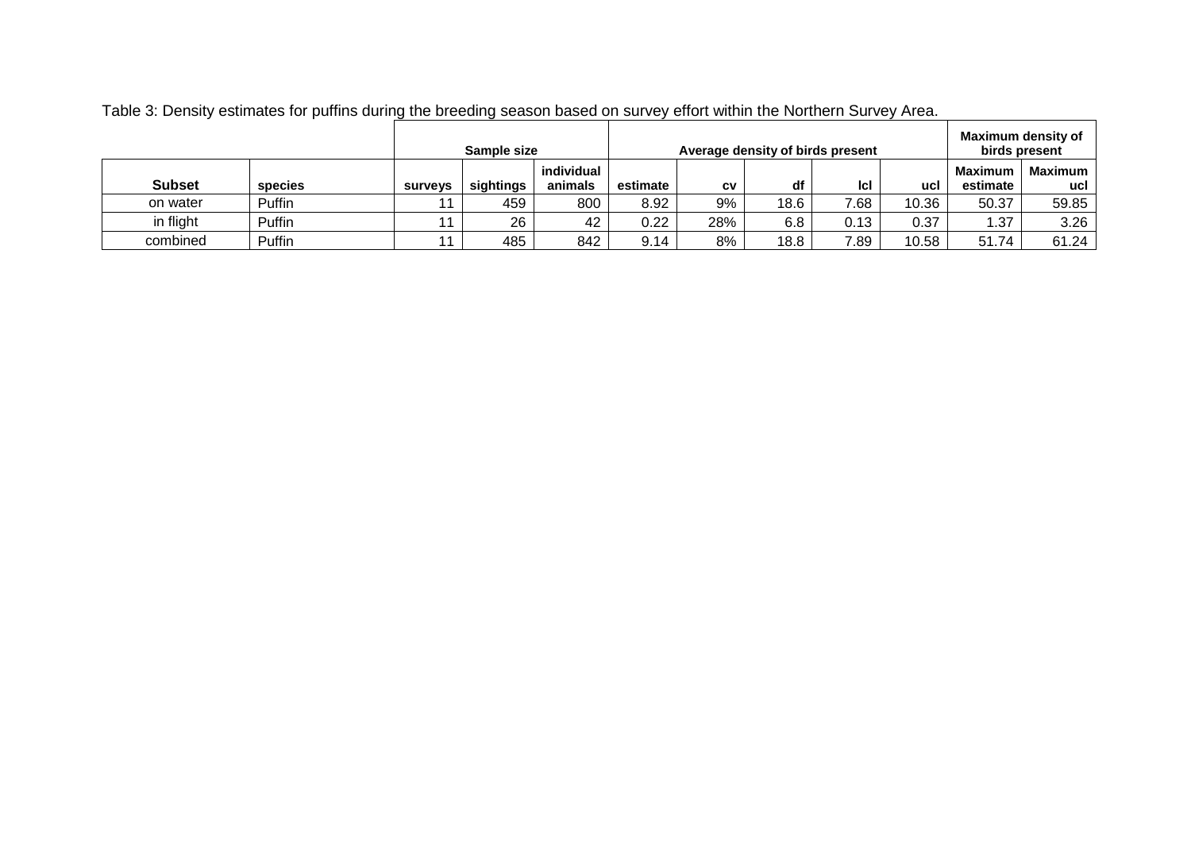Table 3: Density estimates for puffins during the breeding season based on survey effort within the Northern Survey Area.

| | | Sample size | | | Average density of birds present | | | | | Maximum density of birds present | |
|---|---|---|---|---|---|---|---|---|---|---|---|
| **Subset** | **species** | **surveys** | **sightings** | **individual animals** | **estimate** | **cv** | **df** | **lcl** | **ucl** | **Maximum estimate** | **Maximum ucl** |
| on water | Puffin | 11 | 459 | 800 | 8.92 | 9% | 18.6 | 7.68 | 10.36 | 50.37 | 59.85 |
| in flight | Puffin | 11 | 26 | 42 | 0.22 | 28% | 6.8 | 0.13 | 0.37 | 1.37 | 3.26 |
| combined | Puffin | 11 | 485 | 842 | 9.14 | 8% | 18.8 | 7.89 | 10.58 | 51.74 | 61.24 |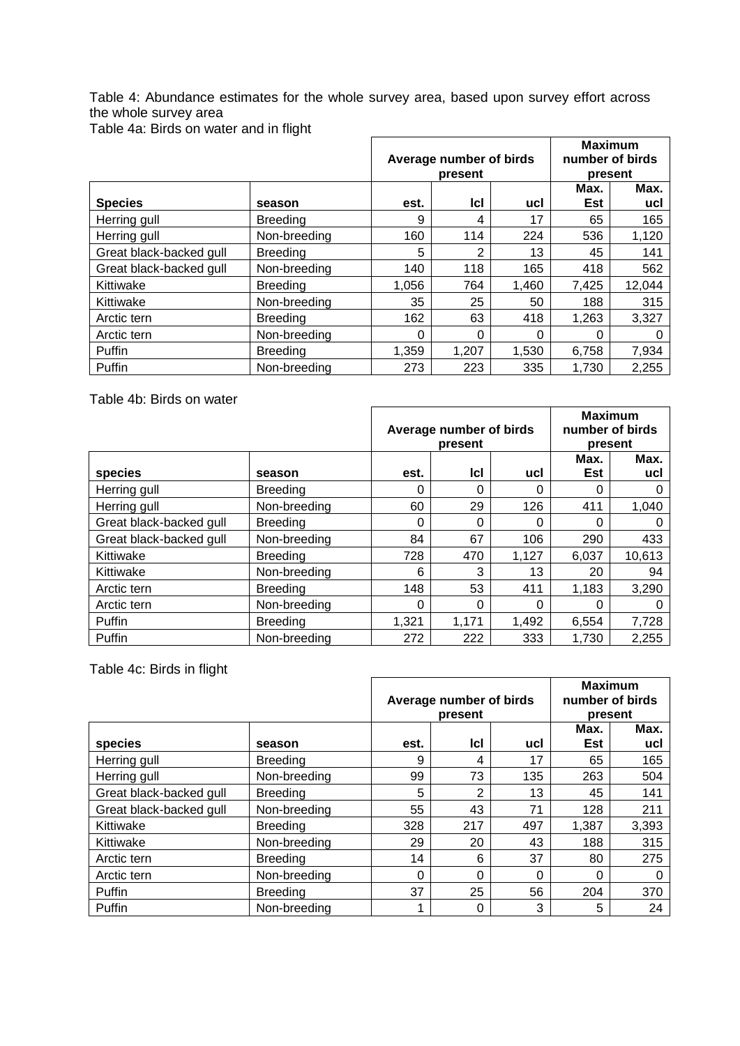Table 4: Abundance estimates for the whole survey area, based upon survey effort across the whole survey area

Table 4a: Birds on water and in flight

| | | Average number of birds present | | | Maximum number of birds present | |
|---|---|---|---|---|---|---|
| **Species** | **season** | **est.** | **lcl** | **ucl** | **Max. Est** | **Max. ucl** |
| Herring gull | Breeding | 9 | 4 | 17 | 65 | 165 |
| Herring gull | Non-breeding | 160 | 114 | 224 | 536 | 1,120 |
| Great black-backed gull | Breeding | 5 | 2 | 13 | 45 | 141 |
| Great black-backed gull | Non-breeding | 140 | 118 | 165 | 418 | 562 |
| Kittiwake | Breeding | 1,056 | 764 | 1,460 | 7,425 | 12,044 |
| Kittiwake | Non-breeding | 35 | 25 | 50 | 188 | 315 |
| Arctic tern | Breeding | 162 | 63 | 418 | 1,263 | 3,327 |
| Arctic tern | Non-breeding | 0 | 0 | 0 | 0 | 0 |
| Puffin | Breeding | 1,359 | 1,207 | 1,530 | 6,758 | 7,934 |
| Puffin | Non-breeding | 273 | 223 | 335 | 1,730 | 2,255 |

Table 4b: Birds on water

| | | Average number of birds present | | | Maximum number of birds present | |
|---|---|---|---|---|---|---|
| **species** | **season** | **est.** | **lcl** | **ucl** | **Max. Est** | **Max. ucl** |
| Herring gull | Breeding | 0 | 0 | 0 | 0 | 0 |
| Herring gull | Non-breeding | 60 | 29 | 126 | 411 | 1,040 |
| Great black-backed gull | Breeding | 0 | 0 | 0 | 0 | 0 |
| Great black-backed gull | Non-breeding | 84 | 67 | 106 | 290 | 433 |
| Kittiwake | Breeding | 728 | 470 | 1,127 | 6,037 | 10,613 |
| Kittiwake | Non-breeding | 6 | 3 | 13 | 20 | 94 |
| Arctic tern | Breeding | 148 | 53 | 411 | 1,183 | 3,290 |
| Arctic tern | Non-breeding | 0 | 0 | 0 | 0 | 0 |
| Puffin | Breeding | 1,321 | 1,171 | 1,492 | 6,554 | 7,728 |
| Puffin | Non-breeding | 272 | 222 | 333 | 1,730 | 2,255 |

Table 4c: Birds in flight

| | | Average number of birds present | | | Maximum number of birds present | |
|---|---|---|---|---|---|---|
| **species** | **season** | **est.** | **lcl** | **ucl** | **Max. Est** | **Max. ucl** |
| Herring gull | Breeding | 9 | 4 | 17 | 65 | 165 |
| Herring gull | Non-breeding | 99 | 73 | 135 | 263 | 504 |
| Great black-backed gull | Breeding | 5 | 2 | 13 | 45 | 141 |
| Great black-backed gull | Non-breeding | 55 | 43 | 71 | 128 | 211 |
| Kittiwake | Breeding | 328 | 217 | 497 | 1,387 | 3,393 |
| Kittiwake | Non-breeding | 29 | 20 | 43 | 188 | 315 |
| Arctic tern | Breeding | 14 | 6 | 37 | 80 | 275 |
| Arctic tern | Non-breeding | 0 | 0 | 0 | 0 | 0 |
| Puffin | Breeding | 37 | 25 | 56 | 204 | 370 |
| Puffin | Non-breeding | 1 | 0 | 3 | 5 | 24 |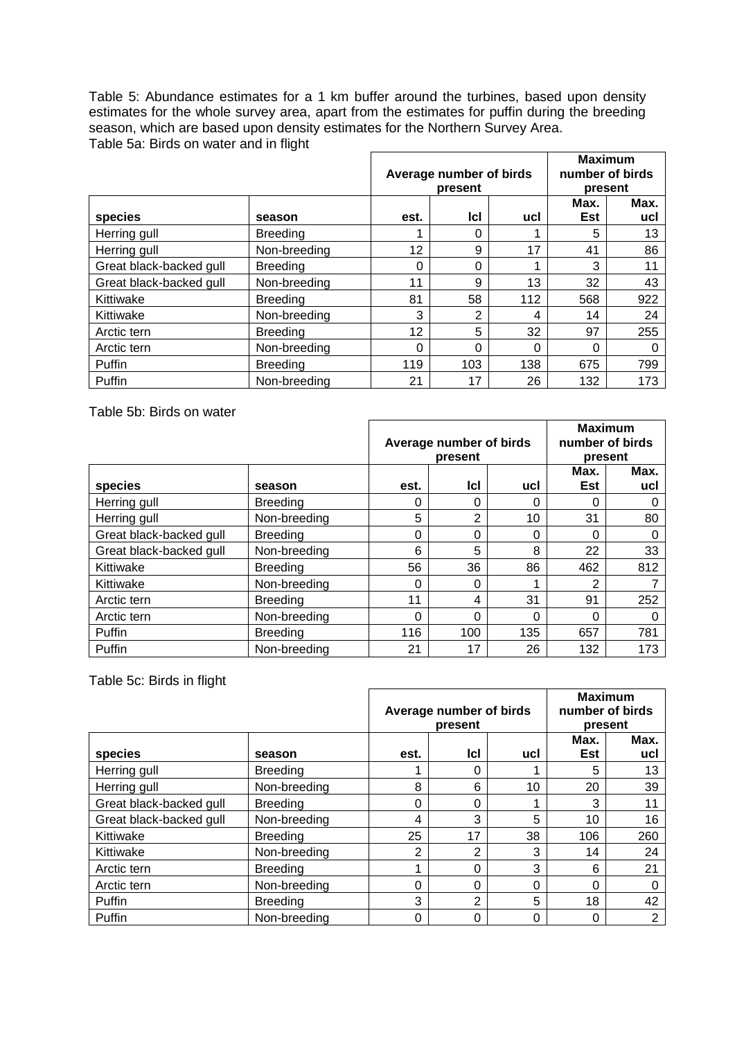Table 5: Abundance estimates for a 1 km buffer around the turbines, based upon density estimates for the whole survey area, apart from the estimates for puffin during the breeding season, which are based upon density estimates for the Northern Survey Area.

Table 5a: Birds on water and in flight

| | | Average number of birds present | | | Maximum number of birds present | |
|---|---|---|---|---|---|---|
| species | season | est. | lcl | ucl | Max. Est | Max. ucl |
| Herring gull | Breeding | 1 | 0 | 1 | 5 | 13 |
| Herring gull | Non-breeding | 12 | 9 | 17 | 41 | 86 |
| Great black-backed gull | Breeding | 0 | 0 | 1 | 3 | 11 |
| Great black-backed gull | Non-breeding | 11 | 9 | 13 | 32 | 43 |
| Kittiwake | Breeding | 81 | 58 | 112 | 568 | 922 |
| Kittiwake | Non-breeding | 3 | 2 | 4 | 14 | 24 |
| Arctic tern | Breeding | 12 | 5 | 32 | 97 | 255 |
| Arctic tern | Non-breeding | 0 | 0 | 0 | 0 | 0 |
| Puffin | Breeding | 119 | 103 | 138 | 675 | 799 |
| Puffin | Non-breeding | 21 | 17 | 26 | 132 | 173 |

Table 5b: Birds on water

| | | Average number of birds present | | | Maximum number of birds present | |
|---|---|---|---|---|---|---|
| species | season | est. | lcl | ucl | Max. Est | Max. ucl |
| Herring gull | Breeding | 0 | 0 | 0 | 0 | 0 |
| Herring gull | Non-breeding | 5 | 2 | 10 | 31 | 80 |
| Great black-backed gull | Breeding | 0 | 0 | 0 | 0 | 0 |
| Great black-backed gull | Non-breeding | 6 | 5 | 8 | 22 | 33 |
| Kittiwake | Breeding | 56 | 36 | 86 | 462 | 812 |
| Kittiwake | Non-breeding | 0 | 0 | 1 | 2 | 7 |
| Arctic tern | Breeding | 11 | 4 | 31 | 91 | 252 |
| Arctic tern | Non-breeding | 0 | 0 | 0 | 0 | 0 |
| Puffin | Breeding | 116 | 100 | 135 | 657 | 781 |
| Puffin | Non-breeding | 21 | 17 | 26 | 132 | 173 |

Table 5c: Birds in flight

| | | Average number of birds present | | | Maximum number of birds present | |
|---|---|---|---|---|---|---|
| species | season | est. | lcl | ucl | Max. Est | Max. ucl |
| Herring gull | Breeding | 1 | 0 | 1 | 5 | 13 |
| Herring gull | Non-breeding | 8 | 6 | 10 | 20 | 39 |
| Great black-backed gull | Breeding | 0 | 0 | 1 | 3 | 11 |
| Great black-backed gull | Non-breeding | 4 | 3 | 5 | 10 | 16 |
| Kittiwake | Breeding | 25 | 17 | 38 | 106 | 260 |
| Kittiwake | Non-breeding | 2 | 2 | 3 | 14 | 24 |
| Arctic tern | Breeding | 1 | 0 | 3 | 6 | 21 |
| Arctic tern | Non-breeding | 0 | 0 | 0 | 0 | 0 |
| Puffin | Breeding | 3 | 2 | 5 | 18 | 42 |
| Puffin | Non-breeding | 0 | 0 | 0 | 0 | 2 |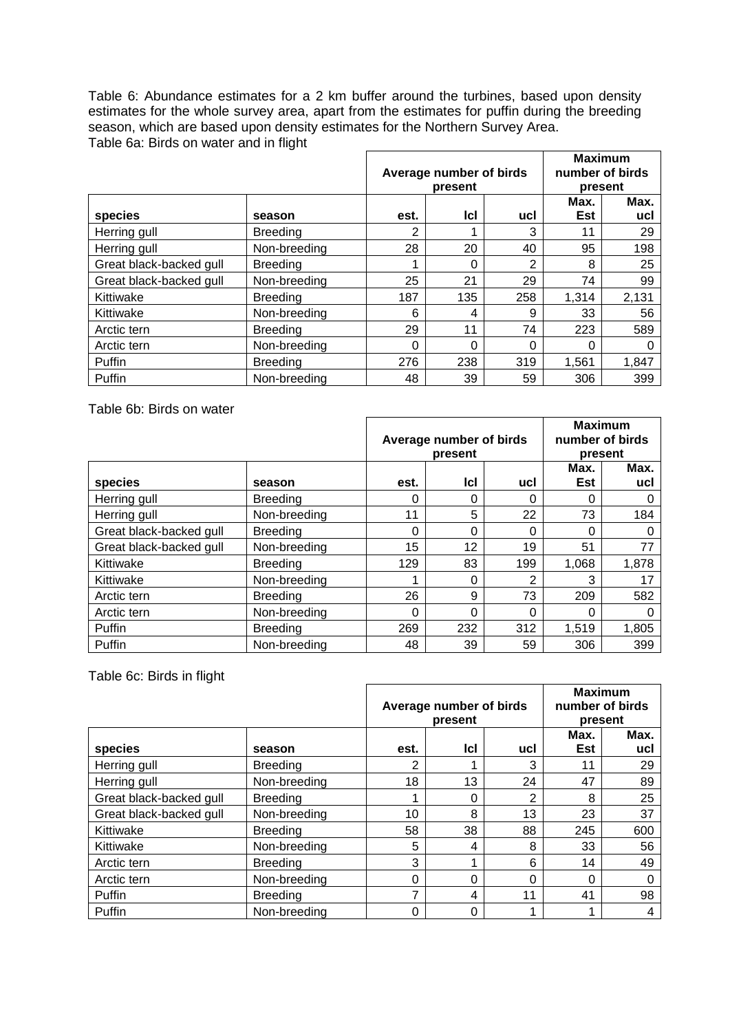Table 6: Abundance estimates for a 2 km buffer around the turbines, based upon density estimates for the whole survey area, apart from the estimates for puffin during the breeding season, which are based upon density estimates for the Northern Survey Area.

Table 6a: Birds on water and in flight

| | | Average number of birds present | | | Maximum number of birds present | |
|---|---|---|---|---|---|---|
| species | season | est. | lcl | ucl | Max. Est | Max. ucl |
| Herring gull | Breeding | 2 | 1 | 3 | 11 | 29 |
| Herring gull | Non-breeding | 28 | 20 | 40 | 95 | 198 |
| Great black-backed gull | Breeding | 1 | 0 | 2 | 8 | 25 |
| Great black-backed gull | Non-breeding | 25 | 21 | 29 | 74 | 99 |
| Kittiwake | Breeding | 187 | 135 | 258 | 1,314 | 2,131 |
| Kittiwake | Non-breeding | 6 | 4 | 9 | 33 | 56 |
| Arctic tern | Breeding | 29 | 11 | 74 | 223 | 589 |
| Arctic tern | Non-breeding | 0 | 0 | 0 | 0 | 0 |
| Puffin | Breeding | 276 | 238 | 319 | 1,561 | 1,847 |
| Puffin | Non-breeding | 48 | 39 | 59 | 306 | 399 |

Table 6b: Birds on water

| | | Average number of birds present | | | Maximum number of birds present | |
|---|---|---|---|---|---|---|
| species | season | est. | lcl | ucl | Max. Est | Max. ucl |
| Herring gull | Breeding | 0 | 0 | 0 | 0 | 0 |
| Herring gull | Non-breeding | 11 | 5 | 22 | 73 | 184 |
| Great black-backed gull | Breeding | 0 | 0 | 0 | 0 | 0 |
| Great black-backed gull | Non-breeding | 15 | 12 | 19 | 51 | 77 |
| Kittiwake | Breeding | 129 | 83 | 199 | 1,068 | 1,878 |
| Kittiwake | Non-breeding | 1 | 0 | 2 | 3 | 17 |
| Arctic tern | Breeding | 26 | 9 | 73 | 209 | 582 |
| Arctic tern | Non-breeding | 0 | 0 | 0 | 0 | 0 |
| Puffin | Breeding | 269 | 232 | 312 | 1,519 | 1,805 |
| Puffin | Non-breeding | 48 | 39 | 59 | 306 | 399 |

Table 6c: Birds in flight

| | | Average number of birds present | | | Maximum number of birds present | |
|---|---|---|---|---|---|---|
| species | season | est. | lcl | ucl | Max. Est | Max. ucl |
| Herring gull | Breeding | 2 | 1 | 3 | 11 | 29 |
| Herring gull | Non-breeding | 18 | 13 | 24 | 47 | 89 |
| Great black-backed gull | Breeding | 1 | 0 | 2 | 8 | 25 |
| Great black-backed gull | Non-breeding | 10 | 8 | 13 | 23 | 37 |
| Kittiwake | Breeding | 58 | 38 | 88 | 245 | 600 |
| Kittiwake | Non-breeding | 5 | 4 | 8 | 33 | 56 |
| Arctic tern | Breeding | 3 | 1 | 6 | 14 | 49 |
| Arctic tern | Non-breeding | 0 | 0 | 0 | 0 | 0 |
| Puffin | Breeding | 7 | 4 | 11 | 41 | 98 |
| Puffin | Non-breeding | 0 | 0 | 1 | 1 | 4 |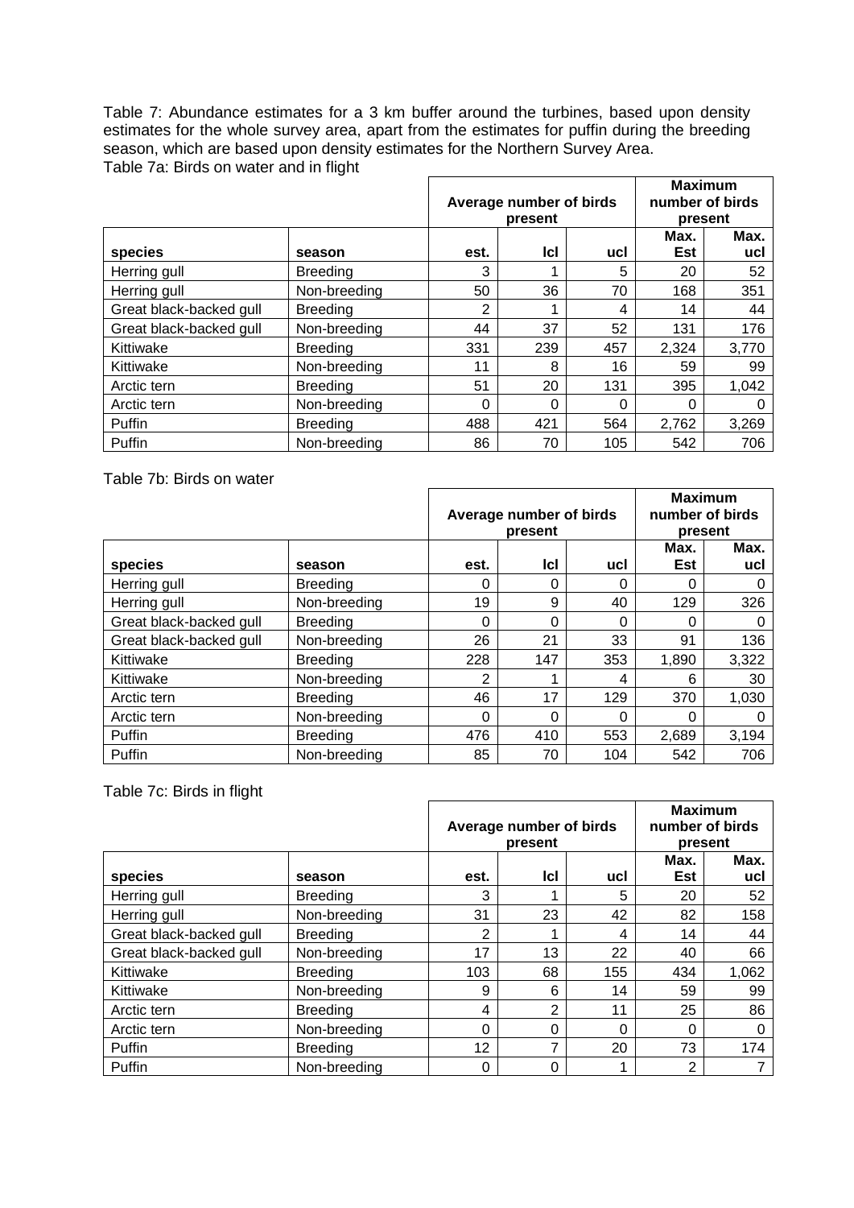Table 7: Abundance estimates for a 3 km buffer around the turbines, based upon density estimates for the whole survey area, apart from the estimates for puffin during the breeding season, which are based upon density estimates for the Northern Survey Area.

Table 7a: Birds on water and in flight

| | | Average number of birds present | | | Maximum number of birds present | |
|---|---|---|---|---|---|---|
| **species** | **season** | **est.** | **lcl** | **ucl** | **Max. Est** | **Max. ucl** |
| Herring gull | Breeding | 3 | 1 | 5 | 20 | 52 |
| Herring gull | Non-breeding | 50 | 36 | 70 | 168 | 351 |
| Great black-backed gull | Breeding | 2 | 1 | 4 | 14 | 44 |
| Great black-backed gull | Non-breeding | 44 | 37 | 52 | 131 | 176 |
| Kittiwake | Breeding | 331 | 239 | 457 | 2,324 | 3,770 |
| Kittiwake | Non-breeding | 11 | 8 | 16 | 59 | 99 |
| Arctic tern | Breeding | 51 | 20 | 131 | 395 | 1,042 |
| Arctic tern | Non-breeding | 0 | 0 | 0 | 0 | 0 |
| Puffin | Breeding | 488 | 421 | 564 | 2,762 | 3,269 |
| Puffin | Non-breeding | 86 | 70 | 105 | 542 | 706 |

Table 7b: Birds on water

| | | Average number of birds present | | | Maximum number of birds present | |
|---|---|---|---|---|---|---|
| **species** | **season** | **est.** | **lcl** | **ucl** | **Max. Est** | **Max. ucl** |
| Herring gull | Breeding | 0 | 0 | 0 | 0 | 0 |
| Herring gull | Non-breeding | 19 | 9 | 40 | 129 | 326 |
| Great black-backed gull | Breeding | 0 | 0 | 0 | 0 | 0 |
| Great black-backed gull | Non-breeding | 26 | 21 | 33 | 91 | 136 |
| Kittiwake | Breeding | 228 | 147 | 353 | 1,890 | 3,322 |
| Kittiwake | Non-breeding | 2 | 1 | 4 | 6 | 30 |
| Arctic tern | Breeding | 46 | 17 | 129 | 370 | 1,030 |
| Arctic tern | Non-breeding | 0 | 0 | 0 | 0 | 0 |
| Puffin | Breeding | 476 | 410 | 553 | 2,689 | 3,194 |
| Puffin | Non-breeding | 85 | 70 | 104 | 542 | 706 |

Table 7c: Birds in flight

| | | Average number of birds present | | | Maximum number of birds present | |
|---|---|---|---|---|---|---|
| **species** | **season** | **est.** | **lcl** | **ucl** | **Max. Est** | **Max. ucl** |
| Herring gull | Breeding | 3 | 1 | 5 | 20 | 52 |
| Herring gull | Non-breeding | 31 | 23 | 42 | 82 | 158 |
| Great black-backed gull | Breeding | 2 | 1 | 4 | 14 | 44 |
| Great black-backed gull | Non-breeding | 17 | 13 | 22 | 40 | 66 |
| Kittiwake | Breeding | 103 | 68 | 155 | 434 | 1,062 |
| Kittiwake | Non-breeding | 9 | 6 | 14 | 59 | 99 |
| Arctic tern | Breeding | 4 | 2 | 11 | 25 | 86 |
| Arctic tern | Non-breeding | 0 | 0 | 0 | 0 | 0 |
| Puffin | Breeding | 12 | 7 | 20 | 73 | 174 |
| Puffin | Non-breeding | 0 | 0 | 1 | 2 | 7 |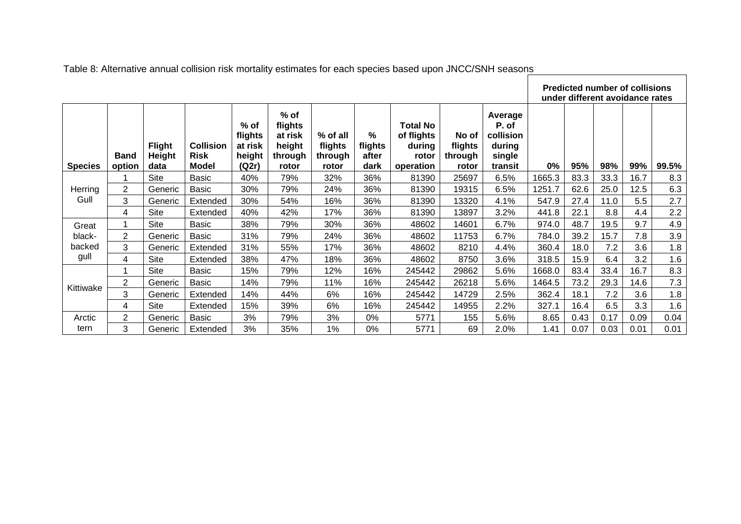Table 8: Alternative annual collision risk mortality estimates for each species based upon JNCC/SNH seasons

| | | | | | | | | | | | Predicted number of collisions under different avoidance rates | | | | |
|---|---|---|---|---|---|---|---|---|---|---|---|---|---|---|---|
| **Species** | **Band option** | **Flight Height data** | **Collision Risk Model** | **% of flights at risk height (Q2r)** | **% of flights at risk height through rotor** | **% of all flights through rotor** | **% flights after dark** | **Total No of flights during rotor operation** | **No of flights through rotor** | **Average P. of collision during single transit** | **0%** | **95%** | **98%** | **99%** | **99.5%** |
| Herring Gull | 1 | Site | Basic | 40% | 79% | 32% | 36% | 81390 | 25697 | 6.5% | 1665.3 | 83.3 | 33.3 | 16.7 | 8.3 |
| | 2 | Generic | Basic | 30% | 79% | 24% | 36% | 81390 | 19315 | 6.5% | 1251.7 | 62.6 | 25.0 | 12.5 | 6.3 |
| | 3 | Generic | Extended | 30% | 54% | 16% | 36% | 81390 | 13320 | 4.1% | 547.9 | 27.4 | 11.0 | 5.5 | 2.7 |
| | 4 | Site | Extended | 40% | 42% | 17% | 36% | 81390 | 13897 | 3.2% | 441.8 | 22.1 | 8.8 | 4.4 | 2.2 |
| Great black-backed gull | 1 | Site | Basic | 38% | 79% | 30% | 36% | 48602 | 14601 | 6.7% | 974.0 | 48.7 | 19.5 | 9.7 | 4.9 |
| | 2 | Generic | Basic | 31% | 79% | 24% | 36% | 48602 | 11753 | 6.7% | 784.0 | 39.2 | 15.7 | 7.8 | 3.9 |
| | 3 | Generic | Extended | 31% | 55% | 17% | 36% | 48602 | 8210 | 4.4% | 360.4 | 18.0 | 7.2 | 3.6 | 1.8 |
| | 4 | Site | Extended | 38% | 47% | 18% | 36% | 48602 | 8750 | 3.6% | 318.5 | 15.9 | 6.4 | 3.2 | 1.6 |
| Kittiwake | 1 | Site | Basic | 15% | 79% | 12% | 16% | 245442 | 29862 | 5.6% | 1668.0 | 83.4 | 33.4 | 16.7 | 8.3 |
| | 2 | Generic | Basic | 14% | 79% | 11% | 16% | 245442 | 26218 | 5.6% | 1464.5 | 73.2 | 29.3 | 14.6 | 7.3 |
| | 3 | Generic | Extended | 14% | 44% | 6% | 16% | 245442 | 14729 | 2.5% | 362.4 | 18.1 | 7.2 | 3.6 | 1.8 |
| | 4 | Site | Extended | 15% | 39% | 6% | 16% | 245442 | 14955 | 2.2% | 327.1 | 16.4 | 6.5 | 3.3 | 1.6 |
| Arctic tern | 2 | Generic | Basic | 3% | 79% | 3% | 0% | 5771 | 155 | 5.6% | 8.65 | 0.43 | 0.17 | 0.09 | 0.04 |
| | 3 | Generic | Extended | 3% | 35% | 1% | 0% | 5771 | 69 | 2.0% | 1.41 | 0.07 | 0.03 | 0.01 | 0.01 |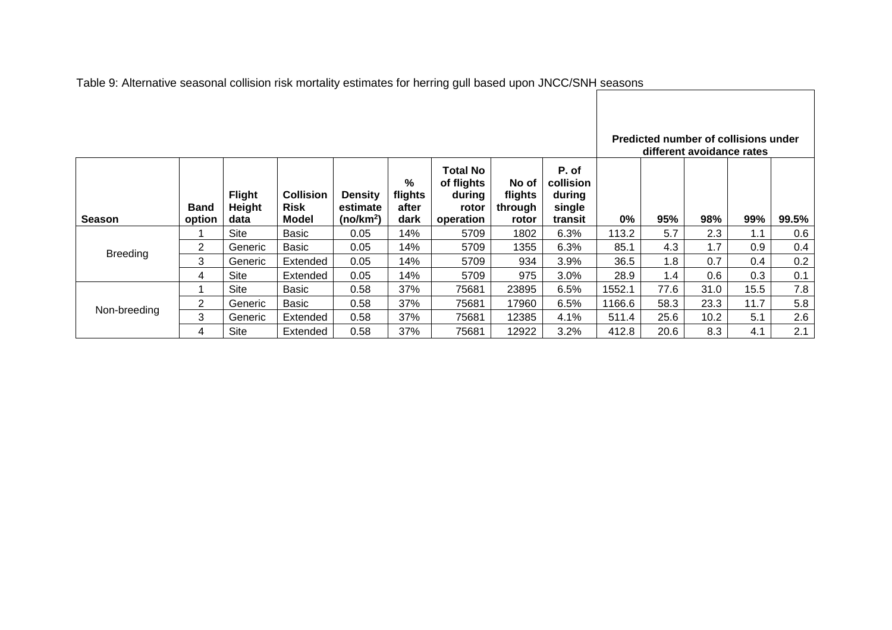Table 9: Alternative seasonal collision risk mortality estimates for herring gull based upon JNCC/SNH seasons

| | | | | | | | | | Predicted number of collisions under different avoidance rates | | | | |
|---|---|---|---|---|---|---|---|---|---|---|---|---|---|
| **Season** | **Band option** | **Flight Height data** | **Collision Risk Model** | **Density estimate (no/km$^2$)** | **% flights after dark** | **Total No of flights during rotor operation** | **No of flights through rotor** | **P. of collision during single transit** | **0%** | **95%** | **98%** | **99%** | **99.5%** |
| Breeding | 1 | Site | Basic | 0.05 | 14% | 5709 | 1802 | 6.3% | 113.2 | 5.7 | 2.3 | 1.1 | 0.6 |
| | 2 | Generic | Basic | 0.05 | 14% | 5709 | 1355 | 6.3% | 85.1 | 4.3 | 1.7 | 0.9 | 0.4 |
| | 3 | Generic | Extended | 0.05 | 14% | 5709 | 934 | 3.9% | 36.5 | 1.8 | 0.7 | 0.4 | 0.2 |
| | 4 | Site | Extended | 0.05 | 14% | 5709 | 975 | 3.0% | 28.9 | 1.4 | 0.6 | 0.3 | 0.1 |
| Non-breeding | 1 | Site | Basic | 0.58 | 37% | 75681 | 23895 | 6.5% | 1552.1 | 77.6 | 31.0 | 15.5 | 7.8 |
| | 2 | Generic | Basic | 0.58 | 37% | 75681 | 17960 | 6.5% | 1166.6 | 58.3 | 23.3 | 11.7 | 5.8 |
| | 3 | Generic | Extended | 0.58 | 37% | 75681 | 12385 | 4.1% | 511.4 | 25.6 | 10.2 | 5.1 | 2.6 |
| | 4 | Site | Extended | 0.58 | 37% | 75681 | 12922 | 3.2% | 412.8 | 20.6 | 8.3 | 4.1 | 2.1 |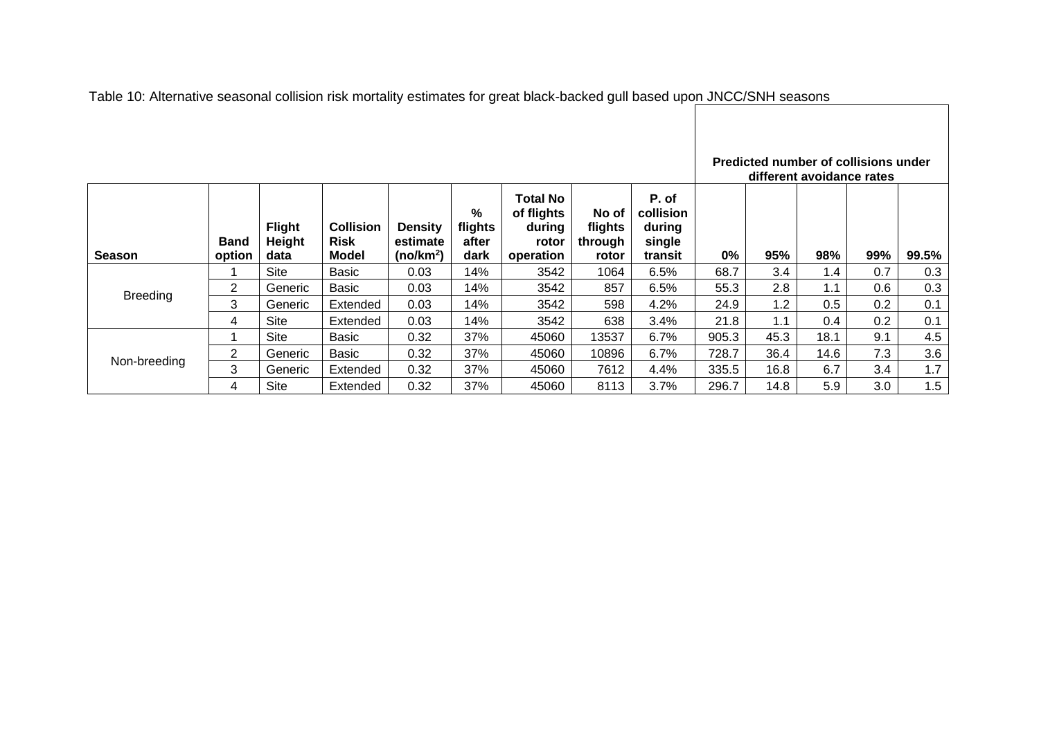Table 10: Alternative seasonal collision risk mortality estimates for great black-backed gull based upon JNCC/SNH seasons

| | | | | | | | | | Predicted number of collisions under different avoidance rates | | | | |
|---|---|---|---|---|---|---|---|---|---|---|---|---|---|
| **Season** | **Band option** | **Flight Height data** | **Collision Risk Model** | **Density estimate (no/km$^2$)** | **% flights after dark** | **Total No of flights during rotor operation** | **No of flights through rotor** | **P. of collision during single transit** | **0%** | **95%** | **98%** | **99%** | **99.5%** |
| Breeding | 1 | Site | Basic | 0.03 | 14% | 3542 | 1064 | 6.5% | 68.7 | 3.4 | 1.4 | 0.7 | 0.3 |
| | 2 | Generic | Basic | 0.03 | 14% | 3542 | 857 | 6.5% | 55.3 | 2.8 | 1.1 | 0.6 | 0.3 |
| | 3 | Generic | Extended | 0.03 | 14% | 3542 | 598 | 4.2% | 24.9 | 1.2 | 0.5 | 0.2 | 0.1 |
| | 4 | Site | Extended | 0.03 | 14% | 3542 | 638 | 3.4% | 21.8 | 1.1 | 0.4 | 0.2 | 0.1 |
| Non-breeding | 1 | Site | Basic | 0.32 | 37% | 45060 | 13537 | 6.7% | 905.3 | 45.3 | 18.1 | 9.1 | 4.5 |
| | 2 | Generic | Basic | 0.32 | 37% | 45060 | 10896 | 6.7% | 728.7 | 36.4 | 14.6 | 7.3 | 3.6 |
| | 3 | Generic | Extended | 0.32 | 37% | 45060 | 7612 | 4.4% | 335.5 | 16.8 | 6.7 | 3.4 | 1.7 |
| | 4 | Site | Extended | 0.32 | 37% | 45060 | 8113 | 3.7% | 296.7 | 14.8 | 5.9 | 3.0 | 1.5 |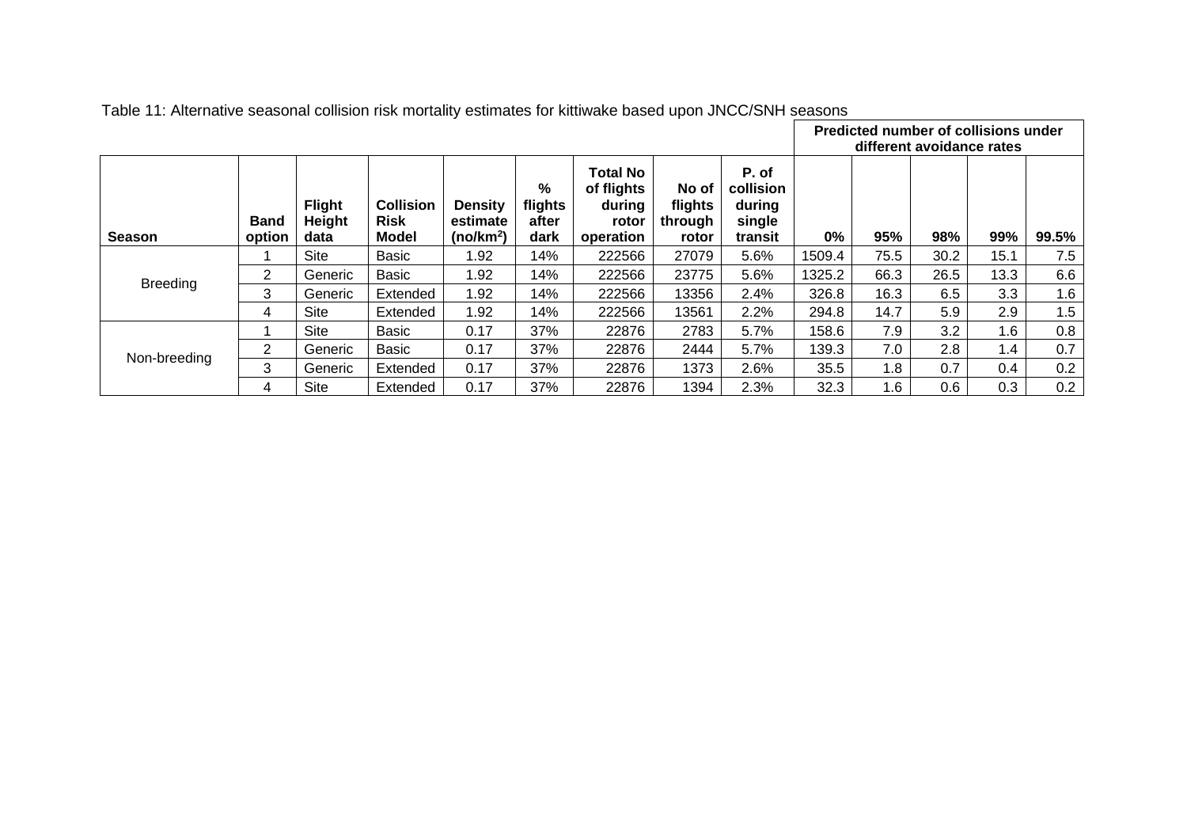Table 11: Alternative seasonal collision risk mortality estimates for kittiwake based upon JNCC/SNH seasons

| Season | Band option | Flight Height data | Collision Risk Model | Density estimate (no/km$^2$) | % flights after dark | Total No of flights during rotor operation | No of flights through rotor | P. of collision during single transit | Predicted number of collisions under different avoidance rates | | | | |
|---|---|---|---|---|---|---|---|---|---|---|---|---|---|
| | | | | | | | | | 0% | 95% | 98% | 99% | 99.5% |
| Breeding | 1 | Site | Basic | 1.92 | 14% | 222566 | 27079 | 5.6% | 1509.4 | 75.5 | 30.2 | 15.1 | 7.5 |
| | 2 | Generic | Basic | 1.92 | 14% | 222566 | 23775 | 5.6% | 1325.2 | 66.3 | 26.5 | 13.3 | 6.6 |
| | 3 | Generic | Extended | 1.92 | 14% | 222566 | 13356 | 2.4% | 326.8 | 16.3 | 6.5 | 3.3 | 1.6 |
| | 4 | Site | Extended | 1.92 | 14% | 222566 | 13561 | 2.2% | 294.8 | 14.7 | 5.9 | 2.9 | 1.5 |
| Non-breeding | 1 | Site | Basic | 0.17 | 37% | 22876 | 2783 | 5.7% | 158.6 | 7.9 | 3.2 | 1.6 | 0.8 |
| | 2 | Generic | Basic | 0.17 | 37% | 22876 | 2444 | 5.7% | 139.3 | 7.0 | 2.8 | 1.4 | 0.7 |
| | 3 | Generic | Extended | 0.17 | 37% | 22876 | 1373 | 2.6% | 35.5 | 1.8 | 0.7 | 0.4 | 0.2 |
| | 4 | Site | Extended | 0.17 | 37% | 22876 | 1394 | 2.3% | 32.3 | 1.6 | 0.6 | 0.3 | 0.2 |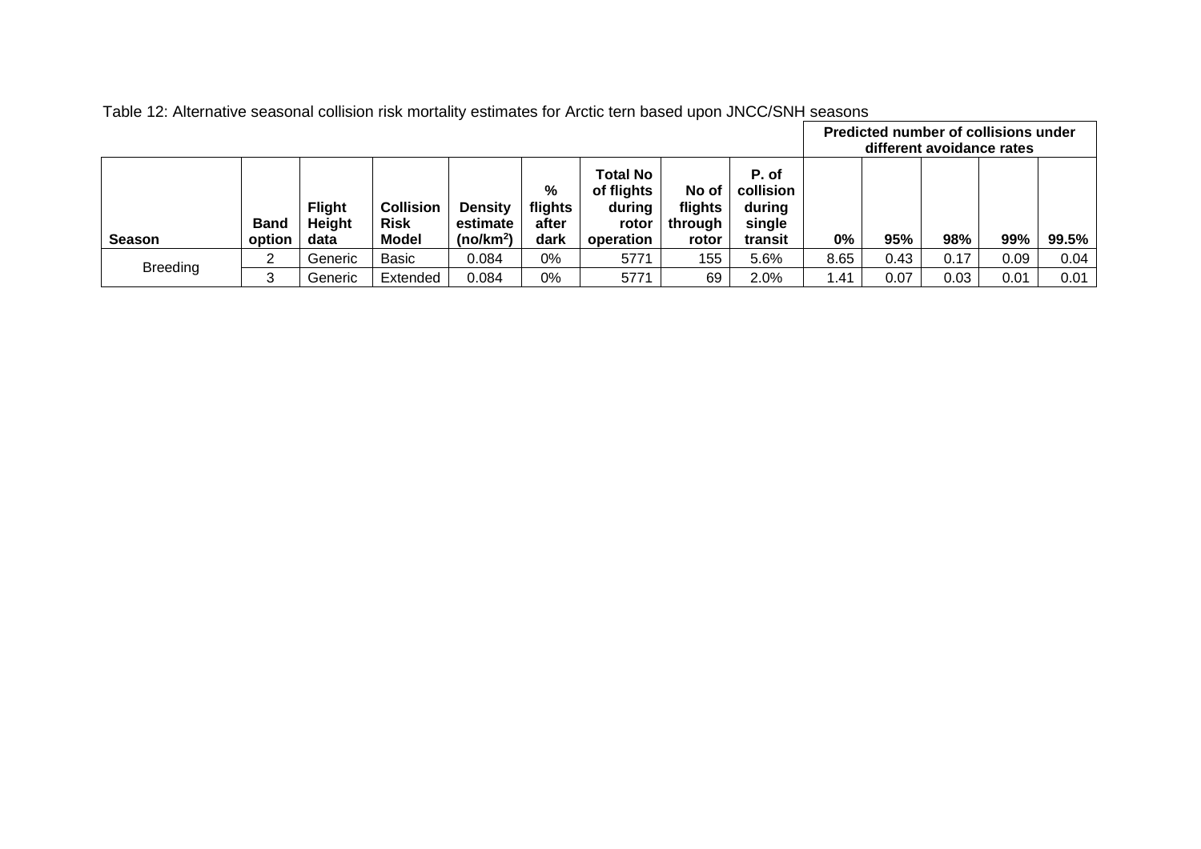Table 12: Alternative seasonal collision risk mortality estimates for Arctic tern based upon JNCC/SNH seasons

| Season | Band option | Flight Height data | Collision Risk Model | Density estimate (no/km$^2$) | % flights after dark | Total No of flights during rotor operation | No of flights through rotor | P. of collision during single transit | Predicted number of collisions under different avoidance rates | | | | |
|---|---|---|---|---|---|---|---|---|---|---|---|---|---|
| | | | | | | | | | 0% | 95% | 98% | 99% | 99.5% |
| Breeding | 2 | Generic | Basic | 0.084 | 0% | 5771 | 155 | 5.6% | 8.65 | 0.43 | 0.17 | 0.09 | 0.04 |
| | 3 | Generic | Extended | 0.084 | 0% | 5771 | 69 | 2.0% | 1.41 | 0.07 | 0.03 | 0.01 | 0.01 |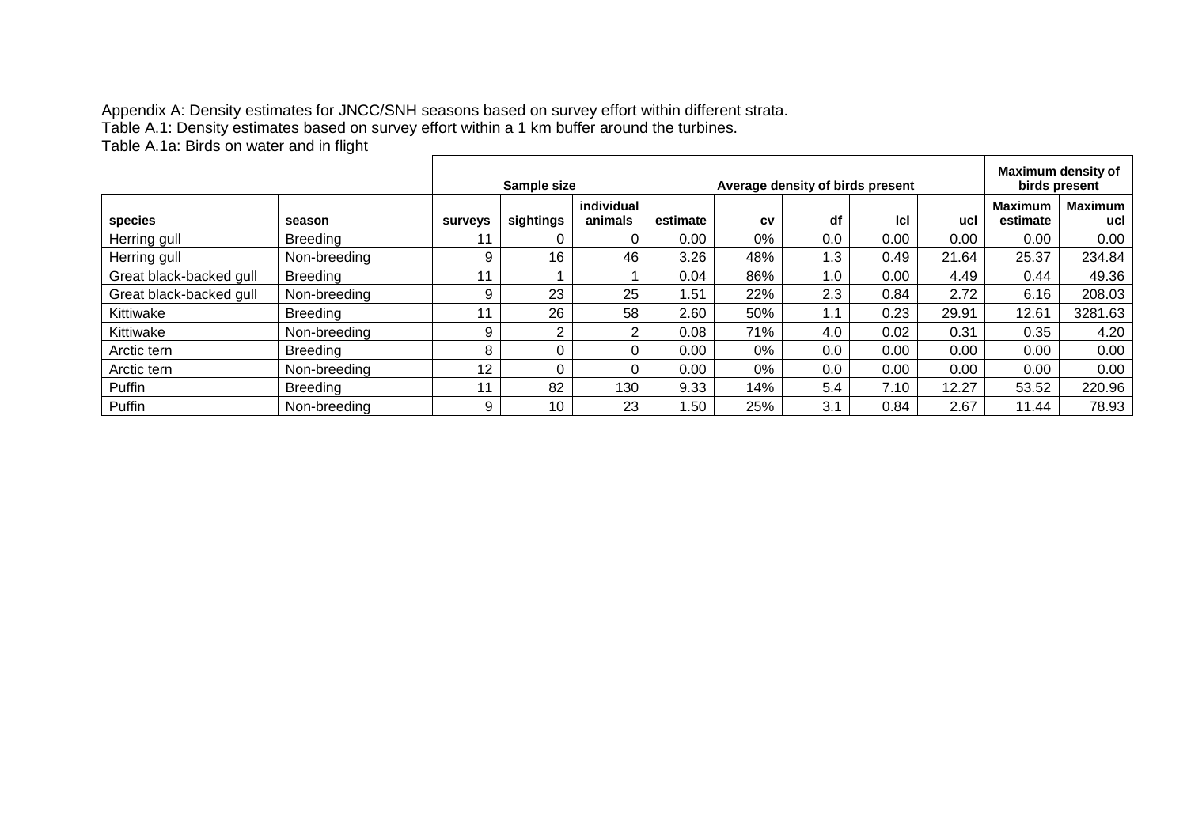Appendix A: Density estimates for JNCC/SNH seasons based on survey effort within different strata.

Table A.1: Density estimates based on survey effort within a 1 km buffer around the turbines.

Table A.1a: Birds on water and in flight

| | | Sample size | | | Average density of birds present | | | | | Maximum density of birds present | |
|---|---|---|---|---|---|---|---|---|---|---|---|
| species | season | surveys | sightings | individual animals | estimate | cv | df | lcl | ucl | Maximum estimate | Maximum ucl |
| Herring gull | Breeding | 11 | 0 | 0 | 0.00 | 0% | 0.0 | 0.00 | 0.00 | 0.00 | 0.00 |
| Herring gull | Non-breeding | 9 | 16 | 46 | 3.26 | 48% | 1.3 | 0.49 | 21.64 | 25.37 | 234.84 |
| Great black-backed gull | Breeding | 11 | 1 | 1 | 0.04 | 86% | 1.0 | 0.00 | 4.49 | 0.44 | 49.36 |
| Great black-backed gull | Non-breeding | 9 | 23 | 25 | 1.51 | 22% | 2.3 | 0.84 | 2.72 | 6.16 | 208.03 |
| Kittiwake | Breeding | 11 | 26 | 58 | 2.60 | 50% | 1.1 | 0.23 | 29.91 | 12.61 | 3281.63 |
| Kittiwake | Non-breeding | 9 | 2 | 2 | 0.08 | 71% | 4.0 | 0.02 | 0.31 | 0.35 | 4.20 |
| Arctic tern | Breeding | 8 | 0 | 0 | 0.00 | 0% | 0.0 | 0.00 | 0.00 | 0.00 | 0.00 |
| Arctic tern | Non-breeding | 12 | 0 | 0 | 0.00 | 0% | 0.0 | 0.00 | 0.00 | 0.00 | 0.00 |
| Puffin | Breeding | 11 | 82 | 130 | 9.33 | 14% | 5.4 | 7.10 | 12.27 | 53.52 | 220.96 |
| Puffin | Non-breeding | 9 | 10 | 23 | 1.50 | 25% | 3.1 | 0.84 | 2.67 | 11.44 | 78.93 |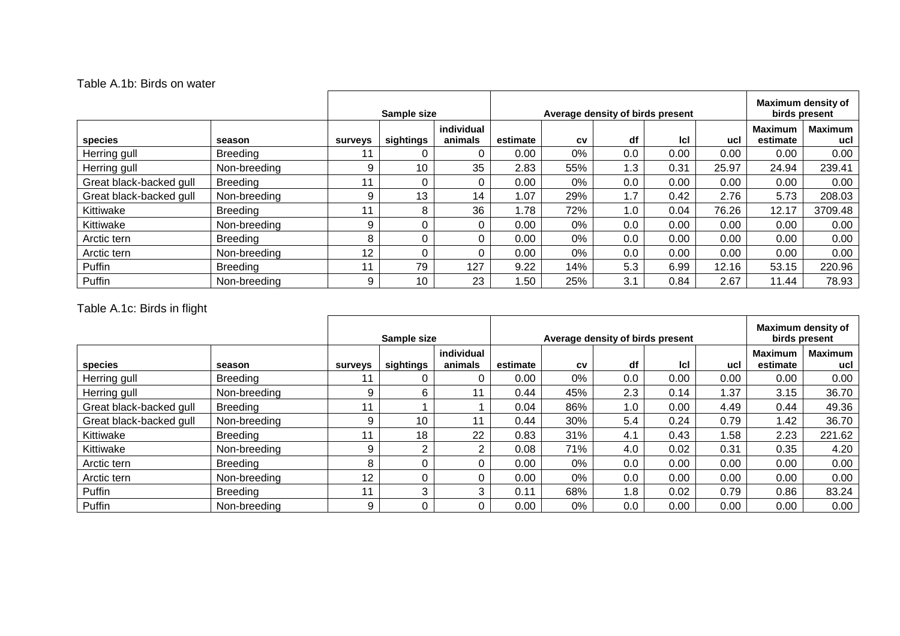Table A.1b: Birds on water

| | | Sample size | | | Average density of birds present | | | | | Maximum density of birds present | |
|---|---|---|---|---|---|---|---|---|---|---|---|
| species | season | surveys | sightings | individual animals | estimate | cv | df | lcl | ucl | Maximum estimate | Maximum ucl |
| Herring gull | Breeding | 11 | 0 | 0 | 0.00 | 0% | 0.0 | 0.00 | 0.00 | 0.00 | 0.00 |
| Herring gull | Non-breeding | 9 | 10 | 35 | 2.83 | 55% | 1.3 | 0.31 | 25.97 | 24.94 | 239.41 |
| Great black-backed gull | Breeding | 11 | 0 | 0 | 0.00 | 0% | 0.0 | 0.00 | 0.00 | 0.00 | 0.00 |
| Great black-backed gull | Non-breeding | 9 | 13 | 14 | 1.07 | 29% | 1.7 | 0.42 | 2.76 | 5.73 | 208.03 |
| Kittiwake | Breeding | 11 | 8 | 36 | 1.78 | 72% | 1.0 | 0.04 | 76.26 | 12.17 | 3709.48 |
| Kittiwake | Non-breeding | 9 | 0 | 0 | 0.00 | 0% | 0.0 | 0.00 | 0.00 | 0.00 | 0.00 |
| Arctic tern | Breeding | 8 | 0 | 0 | 0.00 | 0% | 0.0 | 0.00 | 0.00 | 0.00 | 0.00 |
| Arctic tern | Non-breeding | 12 | 0 | 0 | 0.00 | 0% | 0.0 | 0.00 | 0.00 | 0.00 | 0.00 |
| Puffin | Breeding | 11 | 79 | 127 | 9.22 | 14% | 5.3 | 6.99 | 12.16 | 53.15 | 220.96 |
| Puffin | Non-breeding | 9 | 10 | 23 | 1.50 | 25% | 3.1 | 0.84 | 2.67 | 11.44 | 78.93 |

Table A.1c: Birds in flight

| | | Sample size | | | Average density of birds present | | | | | Maximum density of birds present | |
|---|---|---|---|---|---|---|---|---|---|---|---|
| species | season | surveys | sightings | individual animals | estimate | cv | df | lcl | ucl | Maximum estimate | Maximum ucl |
| Herring gull | Breeding | 11 | 0 | 0 | 0.00 | 0% | 0.0 | 0.00 | 0.00 | 0.00 | 0.00 |
| Herring gull | Non-breeding | 9 | 6 | 11 | 0.44 | 45% | 2.3 | 0.14 | 1.37 | 3.15 | 36.70 |
| Great black-backed gull | Breeding | 11 | 1 | 1 | 0.04 | 86% | 1.0 | 0.00 | 4.49 | 0.44 | 49.36 |
| Great black-backed gull | Non-breeding | 9 | 10 | 11 | 0.44 | 30% | 5.4 | 0.24 | 0.79 | 1.42 | 36.70 |
| Kittiwake | Breeding | 11 | 18 | 22 | 0.83 | 31% | 4.1 | 0.43 | 1.58 | 2.23 | 221.62 |
| Kittiwake | Non-breeding | 9 | 2 | 2 | 0.08 | 71% | 4.0 | 0.02 | 0.31 | 0.35 | 4.20 |
| Arctic tern | Breeding | 8 | 0 | 0 | 0.00 | 0% | 0.0 | 0.00 | 0.00 | 0.00 | 0.00 |
| Arctic tern | Non-breeding | 12 | 0 | 0 | 0.00 | 0% | 0.0 | 0.00 | 0.00 | 0.00 | 0.00 |
| Puffin | Breeding | 11 | 3 | 3 | 0.11 | 68% | 1.8 | 0.02 | 0.79 | 0.86 | 83.24 |
| Puffin | Non-breeding | 9 | 0 | 0 | 0.00 | 0% | 0.0 | 0.00 | 0.00 | 0.00 | 0.00 |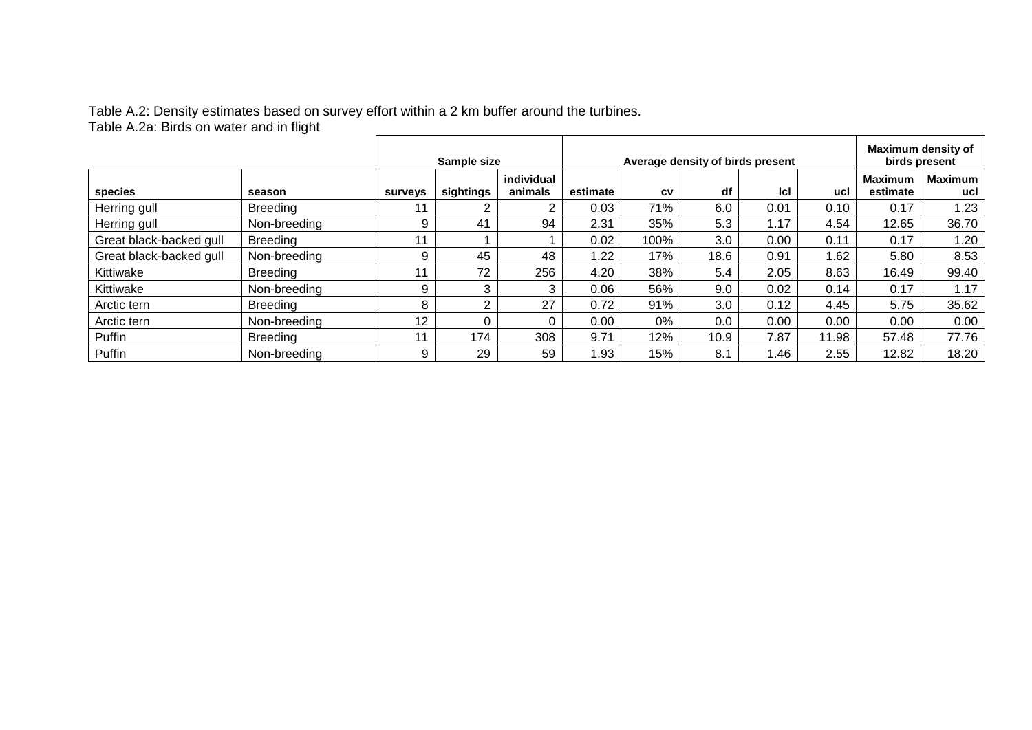Table A.2: Density estimates based on survey effort within a 2 km buffer around the turbines.
Table A.2a: Birds on water and in flight

| | | Sample size | | | Average density of birds present | | | | | Maximum density of birds present | |
|---|---|---|---|---|---|---|---|---|---|---|---|
| species | season | surveys | sightings | individual animals | estimate | cv | df | lcl | ucl | Maximum estimate | Maximum ucl |
| Herring gull | Breeding | 11 | 2 | 2 | 0.03 | 71% | 6.0 | 0.01 | 0.10 | 0.17 | 1.23 |
| Herring gull | Non-breeding | 9 | 41 | 94 | 2.31 | 35% | 5.3 | 1.17 | 4.54 | 12.65 | 36.70 |
| Great black-backed gull | Breeding | 11 | 1 | 1 | 0.02 | 100% | 3.0 | 0.00 | 0.11 | 0.17 | 1.20 |
| Great black-backed gull | Non-breeding | 9 | 45 | 48 | 1.22 | 17% | 18.6 | 0.91 | 1.62 | 5.80 | 8.53 |
| Kittiwake | Breeding | 11 | 72 | 256 | 4.20 | 38% | 5.4 | 2.05 | 8.63 | 16.49 | 99.40 |
| Kittiwake | Non-breeding | 9 | 3 | 3 | 0.06 | 56% | 9.0 | 0.02 | 0.14 | 0.17 | 1.17 |
| Arctic tern | Breeding | 8 | 2 | 27 | 0.72 | 91% | 3.0 | 0.12 | 4.45 | 5.75 | 35.62 |
| Arctic tern | Non-breeding | 12 | 0 | 0 | 0.00 | 0% | 0.0 | 0.00 | 0.00 | 0.00 | 0.00 |
| Puffin | Breeding | 11 | 174 | 308 | 9.71 | 12% | 10.9 | 7.87 | 11.98 | 57.48 | 77.76 |
| Puffin | Non-breeding | 9 | 29 | 59 | 1.93 | 15% | 8.1 | 1.46 | 2.55 | 12.82 | 18.20 |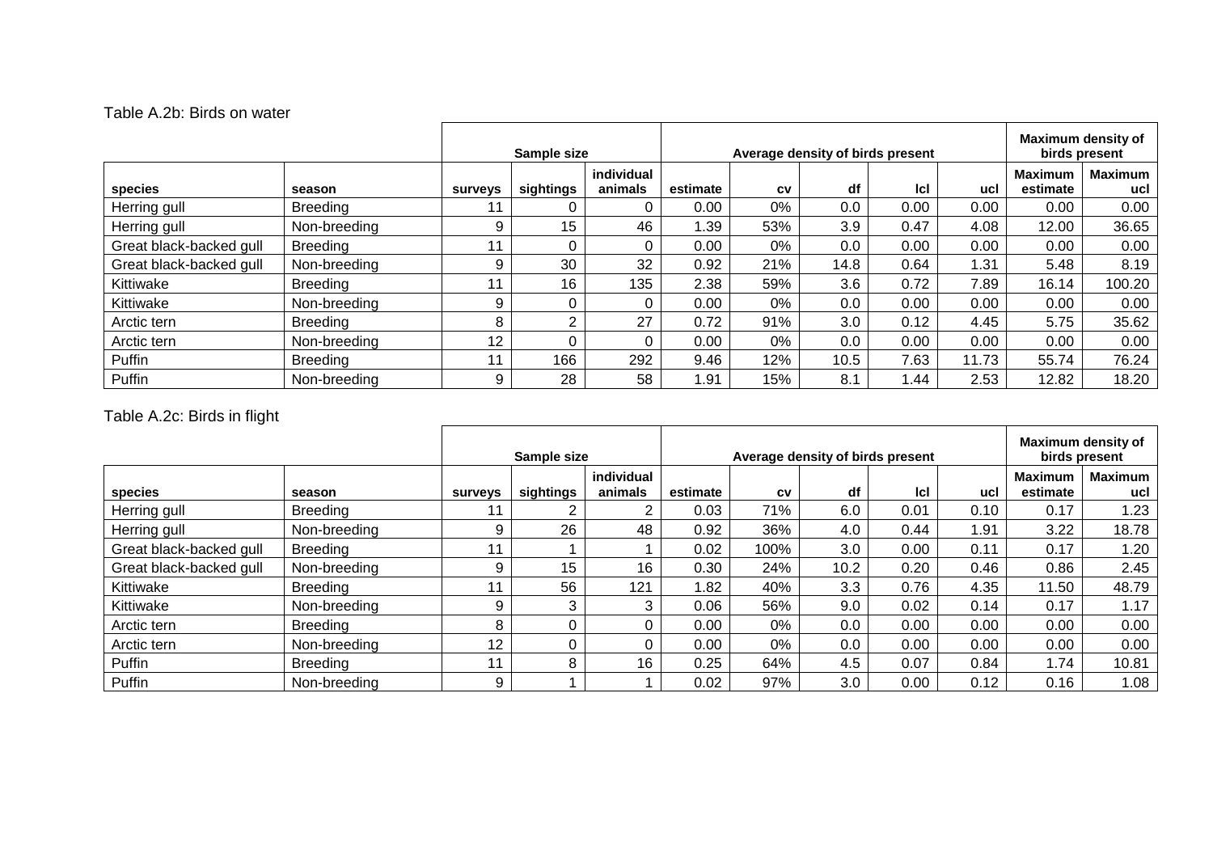Table A.2b: Birds on water

| | | Sample size | | | Average density of birds present | | | | | Maximum density of birds present | |
|---|---|---|---|---|---|---|---|---|---|---|---|
| species | season | surveys | sightings | individual animals | estimate | cv | df | lcl | ucl | Maximum estimate | Maximum ucl |
| Herring gull | Breeding | 11 | 0 | 0 | 0.00 | 0% | 0.0 | 0.00 | 0.00 | 0.00 | 0.00 |
| Herring gull | Non-breeding | 9 | 15 | 46 | 1.39 | 53% | 3.9 | 0.47 | 4.08 | 12.00 | 36.65 |
| Great black-backed gull | Breeding | 11 | 0 | 0 | 0.00 | 0% | 0.0 | 0.00 | 0.00 | 0.00 | 0.00 |
| Great black-backed gull | Non-breeding | 9 | 30 | 32 | 0.92 | 21% | 14.8 | 0.64 | 1.31 | 5.48 | 8.19 |
| Kittiwake | Breeding | 11 | 16 | 135 | 2.38 | 59% | 3.6 | 0.72 | 7.89 | 16.14 | 100.20 |
| Kittiwake | Non-breeding | 9 | 0 | 0 | 0.00 | 0% | 0.0 | 0.00 | 0.00 | 0.00 | 0.00 |
| Arctic tern | Breeding | 8 | 2 | 27 | 0.72 | 91% | 3.0 | 0.12 | 4.45 | 5.75 | 35.62 |
| Arctic tern | Non-breeding | 12 | 0 | 0 | 0.00 | 0% | 0.0 | 0.00 | 0.00 | 0.00 | 0.00 |
| Puffin | Breeding | 11 | 166 | 292 | 9.46 | 12% | 10.5 | 7.63 | 11.73 | 55.74 | 76.24 |
| Puffin | Non-breeding | 9 | 28 | 58 | 1.91 | 15% | 8.1 | 1.44 | 2.53 | 12.82 | 18.20 |

Table A.2c: Birds in flight

| | | Sample size | | | Average density of birds present | | | | | Maximum density of birds present | |
|---|---|---|---|---|---|---|---|---|---|---|---|
| species | season | surveys | sightings | individual animals | estimate | cv | df | lcl | ucl | Maximum estimate | Maximum ucl |
| Herring gull | Breeding | 11 | 2 | 2 | 0.03 | 71% | 6.0 | 0.01 | 0.10 | 0.17 | 1.23 |
| Herring gull | Non-breeding | 9 | 26 | 48 | 0.92 | 36% | 4.0 | 0.44 | 1.91 | 3.22 | 18.78 |
| Great black-backed gull | Breeding | 11 | 1 | 1 | 0.02 | 100% | 3.0 | 0.00 | 0.11 | 0.17 | 1.20 |
| Great black-backed gull | Non-breeding | 9 | 15 | 16 | 0.30 | 24% | 10.2 | 0.20 | 0.46 | 0.86 | 2.45 |
| Kittiwake | Breeding | 11 | 56 | 121 | 1.82 | 40% | 3.3 | 0.76 | 4.35 | 11.50 | 48.79 |
| Kittiwake | Non-breeding | 9 | 3 | 3 | 0.06 | 56% | 9.0 | 0.02 | 0.14 | 0.17 | 1.17 |
| Arctic tern | Breeding | 8 | 0 | 0 | 0.00 | 0% | 0.0 | 0.00 | 0.00 | 0.00 | 0.00 |
| Arctic tern | Non-breeding | 12 | 0 | 0 | 0.00 | 0% | 0.0 | 0.00 | 0.00 | 0.00 | 0.00 |
| Puffin | Breeding | 11 | 8 | 16 | 0.25 | 64% | 4.5 | 0.07 | 0.84 | 1.74 | 10.81 |
| Puffin | Non-breeding | 9 | 1 | 1 | 0.02 | 97% | 3.0 | 0.00 | 0.12 | 0.16 | 1.08 |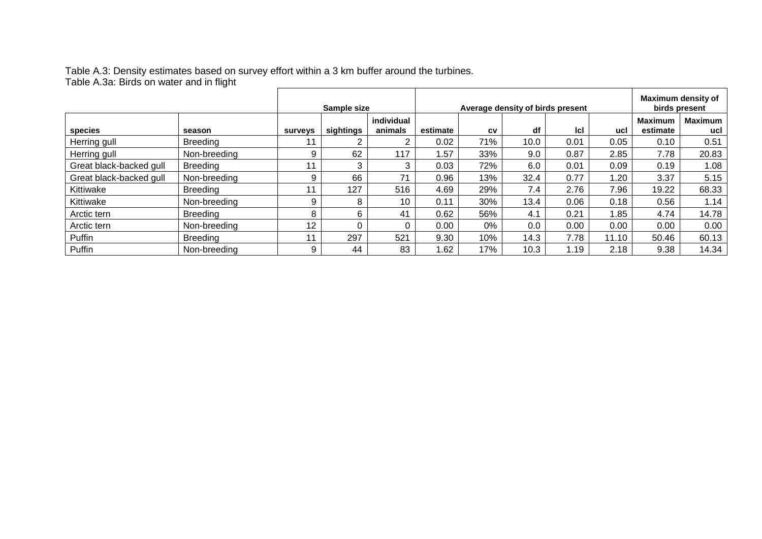Table A.3: Density estimates based on survey effort within a 3 km buffer around the turbines.
Table A.3a: Birds on water and in flight

| | | Sample size | | | Average density of birds present | | | | | Maximum density of birds present | |
|---|---|---|---|---|---|---|---|---|---|---|---|
| **species** | **season** | **surveys** | **sightings** | **individual animals** | **estimate** | **cv** | **df** | **lcl** | **ucl** | **Maximum estimate** | **Maximum ucl** |
| Herring gull | Breeding | 11 | 2 | 2 | 0.02 | 71% | 10.0 | 0.01 | 0.05 | 0.10 | 0.51 |
| Herring gull | Non-breeding | 9 | 62 | 117 | 1.57 | 33% | 9.0 | 0.87 | 2.85 | 7.78 | 20.83 |
| Great black-backed gull | Breeding | 11 | 3 | 3 | 0.03 | 72% | 6.0 | 0.01 | 0.09 | 0.19 | 1.08 |
| Great black-backed gull | Non-breeding | 9 | 66 | 71 | 0.96 | 13% | 32.4 | 0.77 | 1.20 | 3.37 | 5.15 |
| Kittiwake | Breeding | 11 | 127 | 516 | 4.69 | 29% | 7.4 | 2.76 | 7.96 | 19.22 | 68.33 |
| Kittiwake | Non-breeding | 9 | 8 | 10 | 0.11 | 30% | 13.4 | 0.06 | 0.18 | 0.56 | 1.14 |
| Arctic tern | Breeding | 8 | 6 | 41 | 0.62 | 56% | 4.1 | 0.21 | 1.85 | 4.74 | 14.78 |
| Arctic tern | Non-breeding | 12 | 0 | 0 | 0.00 | 0% | 0.0 | 0.00 | 0.00 | 0.00 | 0.00 |
| Puffin | Breeding | 11 | 297 | 521 | 9.30 | 10% | 14.3 | 7.78 | 11.10 | 50.46 | 60.13 |
| Puffin | Non-breeding | 9 | 44 | 83 | 1.62 | 17% | 10.3 | 1.19 | 2.18 | 9.38 | 14.34 |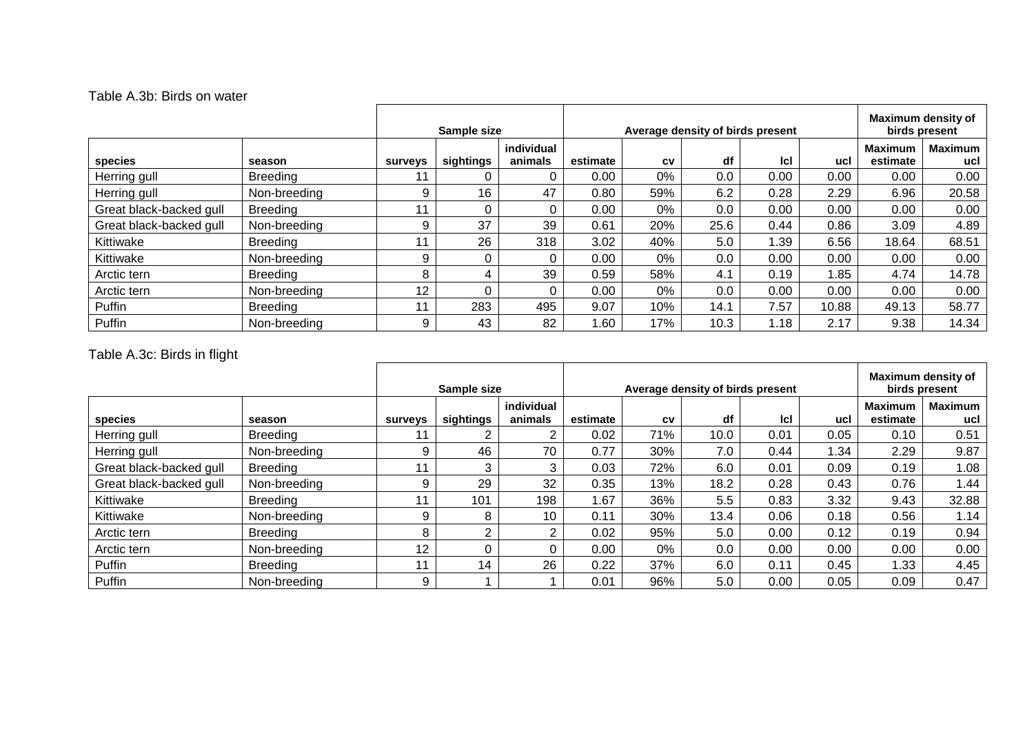Table A.3b: Birds on water

| | | Sample size | | | Average density of birds present | | | | | Maximum density of birds present | |
|---|---|---|---|---|---|---|---|---|---|---|---|
| **species** | **season** | **surveys** | **sightings** | **individual animals** | **estimate** | **cv** | **df** | **lcl** | **ucl** | **Maximum estimate** | **Maximum ucl** |
| Herring gull | Breeding | 11 | 0 | 0 | 0.00 | 0% | 0.0 | 0.00 | 0.00 | 0.00 | 0.00 |
| Herring gull | Non-breeding | 9 | 16 | 47 | 0.80 | 59% | 6.2 | 0.28 | 2.29 | 6.96 | 20.58 |
| Great black-backed gull | Breeding | 11 | 0 | 0 | 0.00 | 0% | 0.0 | 0.00 | 0.00 | 0.00 | 0.00 |
| Great black-backed gull | Non-breeding | 9 | 37 | 39 | 0.61 | 20% | 25.6 | 0.44 | 0.86 | 3.09 | 4.89 |
| Kittiwake | Breeding | 11 | 26 | 318 | 3.02 | 40% | 5.0 | 1.39 | 6.56 | 18.64 | 68.51 |
| Kittiwake | Non-breeding | 9 | 0 | 0 | 0.00 | 0% | 0.0 | 0.00 | 0.00 | 0.00 | 0.00 |
| Arctic tern | Breeding | 8 | 4 | 39 | 0.59 | 58% | 4.1 | 0.19 | 1.85 | 4.74 | 14.78 |
| Arctic tern | Non-breeding | 12 | 0 | 0 | 0.00 | 0% | 0.0 | 0.00 | 0.00 | 0.00 | 0.00 |
| Puffin | Breeding | 11 | 283 | 495 | 9.07 | 10% | 14.1 | 7.57 | 10.88 | 49.13 | 58.77 |
| Puffin | Non-breeding | 9 | 43 | 82 | 1.60 | 17% | 10.3 | 1.18 | 2.17 | 9.38 | 14.34 |

Table A.3c: Birds in flight

| | | Sample size | | | Average density of birds present | | | | | Maximum density of birds present | |
|---|---|---|---|---|---|---|---|---|---|---|---|
| **species** | **season** | **surveys** | **sightings** | **individual animals** | **estimate** | **cv** | **df** | **lcl** | **ucl** | **Maximum estimate** | **Maximum ucl** |
| Herring gull | Breeding | 11 | 2 | 2 | 0.02 | 71% | 10.0 | 0.01 | 0.05 | 0.10 | 0.51 |
| Herring gull | Non-breeding | 9 | 46 | 70 | 0.77 | 30% | 7.0 | 0.44 | 1.34 | 2.29 | 9.87 |
| Great black-backed gull | Breeding | 11 | 3 | 3 | 0.03 | 72% | 6.0 | 0.01 | 0.09 | 0.19 | 1.08 |
| Great black-backed gull | Non-breeding | 9 | 29 | 32 | 0.35 | 13% | 18.2 | 0.28 | 0.43 | 0.76 | 1.44 |
| Kittiwake | Breeding | 11 | 101 | 198 | 1.67 | 36% | 5.5 | 0.83 | 3.32 | 9.43 | 32.88 |
| Kittiwake | Non-breeding | 9 | 8 | 10 | 0.11 | 30% | 13.4 | 0.06 | 0.18 | 0.56 | 1.14 |
| Arctic tern | Breeding | 8 | 2 | 2 | 0.02 | 95% | 5.0 | 0.00 | 0.12 | 0.19 | 0.94 |
| Arctic tern | Non-breeding | 12 | 0 | 0 | 0.00 | 0% | 0.0 | 0.00 | 0.00 | 0.00 | 0.00 |
| Puffin | Breeding | 11 | 14 | 26 | 0.22 | 37% | 6.0 | 0.11 | 0.45 | 1.33 | 4.45 |
| Puffin | Non-breeding | 9 | 1 | 1 | 0.01 | 96% | 5.0 | 0.00 | 0.05 | 0.09 | 0.47 |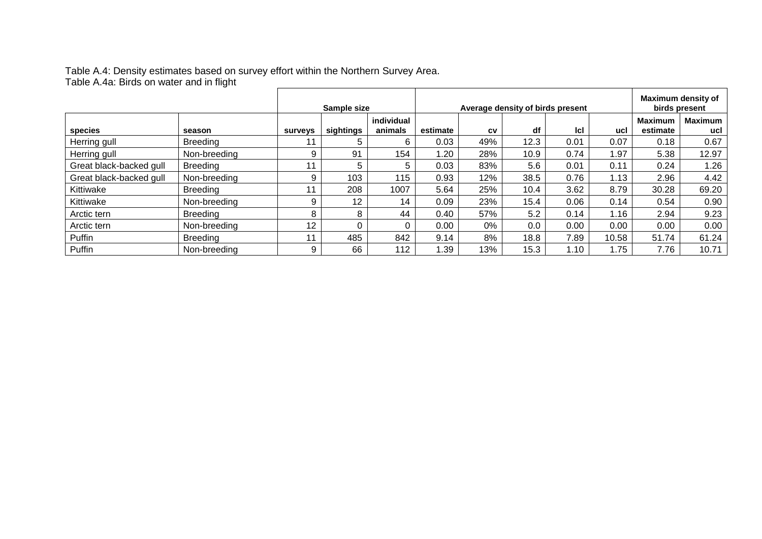Table A.4: Density estimates based on survey effort within the Northern Survey Area.

Table A.4a: Birds on water and in flight

| | | Sample size | | | Average density of birds present | | | | | Maximum density of birds present | |
|---|---|---|---|---|---|---|---|---|---|---|---|
| species | season | surveys | sightings | individual animals | estimate | cv | df | lcl | ucl | Maximum estimate | Maximum ucl |
| Herring gull | Breeding | 11 | 5 | 6 | 0.03 | 49% | 12.3 | 0.01 | 0.07 | 0.18 | 0.67 |
| Herring gull | Non-breeding | 9 | 91 | 154 | 1.20 | 28% | 10.9 | 0.74 | 1.97 | 5.38 | 12.97 |
| Great black-backed gull | Breeding | 11 | 5 | 5 | 0.03 | 83% | 5.6 | 0.01 | 0.11 | 0.24 | 1.26 |
| Great black-backed gull | Non-breeding | 9 | 103 | 115 | 0.93 | 12% | 38.5 | 0.76 | 1.13 | 2.96 | 4.42 |
| Kittiwake | Breeding | 11 | 208 | 1007 | 5.64 | 25% | 10.4 | 3.62 | 8.79 | 30.28 | 69.20 |
| Kittiwake | Non-breeding | 9 | 12 | 14 | 0.09 | 23% | 15.4 | 0.06 | 0.14 | 0.54 | 0.90 |
| Arctic tern | Breeding | 8 | 8 | 44 | 0.40 | 57% | 5.2 | 0.14 | 1.16 | 2.94 | 9.23 |
| Arctic tern | Non-breeding | 12 | 0 | 0 | 0.00 | 0% | 0.0 | 0.00 | 0.00 | 0.00 | 0.00 |
| Puffin | Breeding | 11 | 485 | 842 | 9.14 | 8% | 18.8 | 7.89 | 10.58 | 51.74 | 61.24 |
| Puffin | Non-breeding | 9 | 66 | 112 | 1.39 | 13% | 15.3 | 1.10 | 1.75 | 7.76 | 10.71 |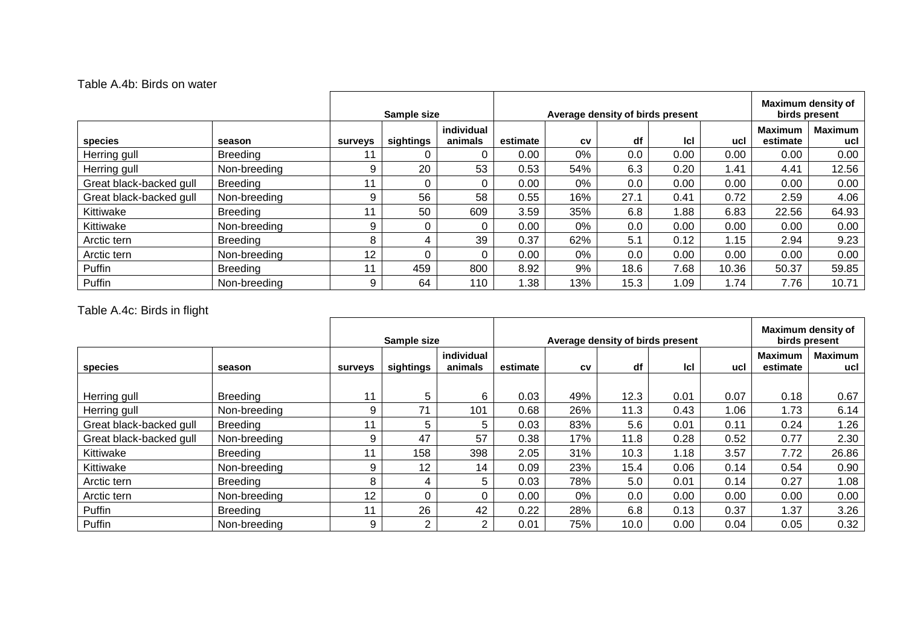Table A.4b: Birds on water

| | | Sample size | | | Average density of birds present | | | | | Maximum density of birds present | |
|---|---|---|---|---|---|---|---|---|---|---|---|
| species | season | surveys | sightings | individual animals | estimate | cv | df | lcl | ucl | Maximum estimate | Maximum ucl |
| Herring gull | Breeding | 11 | 0 | 0 | 0.00 | 0% | 0.0 | 0.00 | 0.00 | 0.00 | 0.00 |
| Herring gull | Non-breeding | 9 | 20 | 53 | 0.53 | 54% | 6.3 | 0.20 | 1.41 | 4.41 | 12.56 |
| Great black-backed gull | Breeding | 11 | 0 | 0 | 0.00 | 0% | 0.0 | 0.00 | 0.00 | 0.00 | 0.00 |
| Great black-backed gull | Non-breeding | 9 | 56 | 58 | 0.55 | 16% | 27.1 | 0.41 | 0.72 | 2.59 | 4.06 |
| Kittiwake | Breeding | 11 | 50 | 609 | 3.59 | 35% | 6.8 | 1.88 | 6.83 | 22.56 | 64.93 |
| Kittiwake | Non-breeding | 9 | 0 | 0 | 0.00 | 0% | 0.0 | 0.00 | 0.00 | 0.00 | 0.00 |
| Arctic tern | Breeding | 8 | 4 | 39 | 0.37 | 62% | 5.1 | 0.12 | 1.15 | 2.94 | 9.23 |
| Arctic tern | Non-breeding | 12 | 0 | 0 | 0.00 | 0% | 0.0 | 0.00 | 0.00 | 0.00 | 0.00 |
| Puffin | Breeding | 11 | 459 | 800 | 8.92 | 9% | 18.6 | 7.68 | 10.36 | 50.37 | 59.85 |
| Puffin | Non-breeding | 9 | 64 | 110 | 1.38 | 13% | 15.3 | 1.09 | 1.74 | 7.76 | 10.71 |

Table A.4c: Birds in flight

| | | Sample size | | | Average density of birds present | | | | | Maximum density of birds present | |
|---|---|---|---|---|---|---|---|---|---|---|---|
| species | season | surveys | sightings | individual animals | estimate | cv | df | lcl | ucl | Maximum estimate | Maximum ucl |
| Herring gull | Breeding | 11 | 5 | 6 | 0.03 | 49% | 12.3 | 0.01 | 0.07 | 0.18 | 0.67 |
| Herring gull | Non-breeding | 9 | 71 | 101 | 0.68 | 26% | 11.3 | 0.43 | 1.06 | 1.73 | 6.14 |
| Great black-backed gull | Breeding | 11 | 5 | 5 | 0.03 | 83% | 5.6 | 0.01 | 0.11 | 0.24 | 1.26 |
| Great black-backed gull | Non-breeding | 9 | 47 | 57 | 0.38 | 17% | 11.8 | 0.28 | 0.52 | 0.77 | 2.30 |
| Kittiwake | Breeding | 11 | 158 | 398 | 2.05 | 31% | 10.3 | 1.18 | 3.57 | 7.72 | 26.86 |
| Kittiwake | Non-breeding | 9 | 12 | 14 | 0.09 | 23% | 15.4 | 0.06 | 0.14 | 0.54 | 0.90 |
| Arctic tern | Breeding | 8 | 4 | 5 | 0.03 | 78% | 5.0 | 0.01 | 0.14 | 0.27 | 1.08 |
| Arctic tern | Non-breeding | 12 | 0 | 0 | 0.00 | 0% | 0.0 | 0.00 | 0.00 | 0.00 | 0.00 |
| Puffin | Breeding | 11 | 26 | 42 | 0.22 | 28% | 6.8 | 0.13 | 0.37 | 1.37 | 3.26 |
| Puffin | Non-breeding | 9 | 2 | 2 | 0.01 | 75% | 10.0 | 0.00 | 0.04 | 0.05 | 0.32 |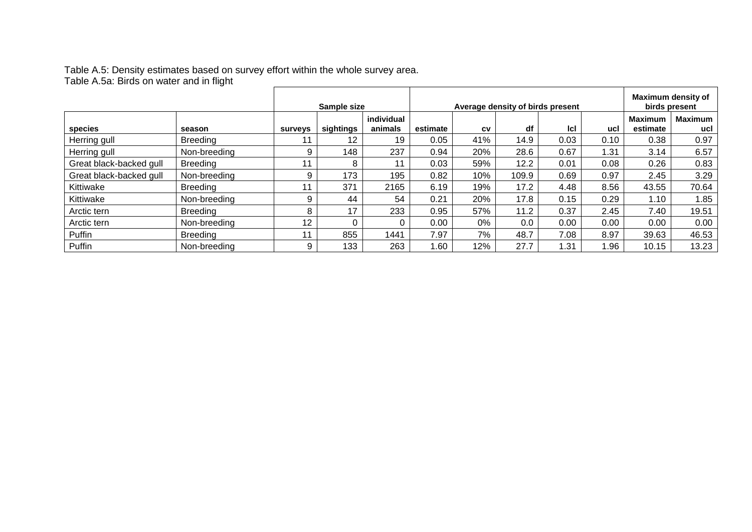Table A.5: Density estimates based on survey effort within the whole survey area.
Table A.5a: Birds on water and in flight

| | | Sample size | | | Average density of birds present | | | | | Maximum density of birds present | |
|---|---|---|---|---|---|---|---|---|---|---|---|
| **species** | **season** | **surveys** | **sightings** | **individual animals** | **estimate** | **cv** | **df** | **lcl** | **ucl** | **Maximum estimate** | **Maximum ucl** |
| Herring gull | Breeding | 11 | 12 | 19 | 0.05 | 41% | 14.9 | 0.03 | 0.10 | 0.38 | 0.97 |
| Herring gull | Non-breeding | 9 | 148 | 237 | 0.94 | 20% | 28.6 | 0.67 | 1.31 | 3.14 | 6.57 |
| Great black-backed gull | Breeding | 11 | 8 | 11 | 0.03 | 59% | 12.2 | 0.01 | 0.08 | 0.26 | 0.83 |
| Great black-backed gull | Non-breeding | 9 | 173 | 195 | 0.82 | 10% | 109.9 | 0.69 | 0.97 | 2.45 | 3.29 |
| Kittiwake | Breeding | 11 | 371 | 2165 | 6.19 | 19% | 17.2 | 4.48 | 8.56 | 43.55 | 70.64 |
| Kittiwake | Non-breeding | 9 | 44 | 54 | 0.21 | 20% | 17.8 | 0.15 | 0.29 | 1.10 | 1.85 |
| Arctic tern | Breeding | 8 | 17 | 233 | 0.95 | 57% | 11.2 | 0.37 | 2.45 | 7.40 | 19.51 |
| Arctic tern | Non-breeding | 12 | 0 | 0 | 0.00 | 0% | 0.0 | 0.00 | 0.00 | 0.00 | 0.00 |
| Puffin | Breeding | 11 | 855 | 1441 | 7.97 | 7% | 48.7 | 7.08 | 8.97 | 39.63 | 46.53 |
| Puffin | Non-breeding | 9 | 133 | 263 | 1.60 | 12% | 27.7 | 1.31 | 1.96 | 10.15 | 13.23 |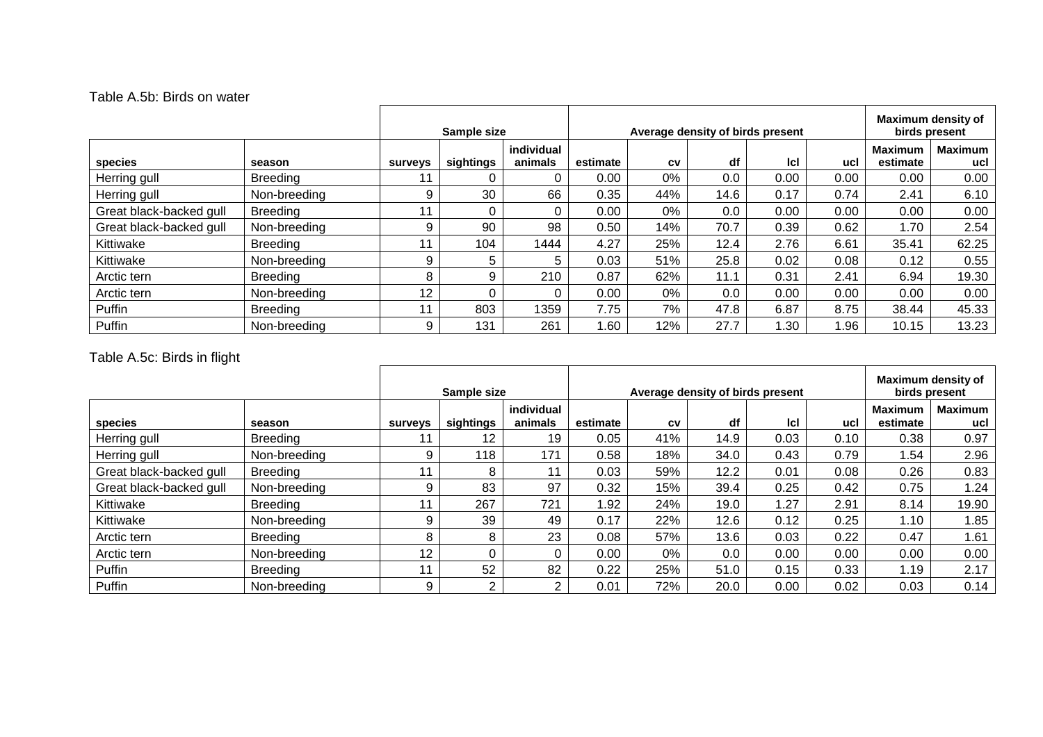Table A.5b: Birds on water

| | | Sample size | | | Average density of birds present | | | | | Maximum density of birds present | |
|---|---|---|---|---|---|---|---|---|---|---|---|
| species | season | surveys | sightings | individual animals | estimate | cv | df | lcl | ucl | Maximum estimate | Maximum ucl |
| Herring gull | Breeding | 11 | 0 | 0 | 0.00 | 0% | 0.0 | 0.00 | 0.00 | 0.00 | 0.00 |
| Herring gull | Non-breeding | 9 | 30 | 66 | 0.35 | 44% | 14.6 | 0.17 | 0.74 | 2.41 | 6.10 |
| Great black-backed gull | Breeding | 11 | 0 | 0 | 0.00 | 0% | 0.0 | 0.00 | 0.00 | 0.00 | 0.00 |
| Great black-backed gull | Non-breeding | 9 | 90 | 98 | 0.50 | 14% | 70.7 | 0.39 | 0.62 | 1.70 | 2.54 |
| Kittiwake | Breeding | 11 | 104 | 1444 | 4.27 | 25% | 12.4 | 2.76 | 6.61 | 35.41 | 62.25 |
| Kittiwake | Non-breeding | 9 | 5 | 5 | 0.03 | 51% | 25.8 | 0.02 | 0.08 | 0.12 | 0.55 |
| Arctic tern | Breeding | 8 | 9 | 210 | 0.87 | 62% | 11.1 | 0.31 | 2.41 | 6.94 | 19.30 |
| Arctic tern | Non-breeding | 12 | 0 | 0 | 0.00 | 0% | 0.0 | 0.00 | 0.00 | 0.00 | 0.00 |
| Puffin | Breeding | 11 | 803 | 1359 | 7.75 | 7% | 47.8 | 6.87 | 8.75 | 38.44 | 45.33 |
| Puffin | Non-breeding | 9 | 131 | 261 | 1.60 | 12% | 27.7 | 1.30 | 1.96 | 10.15 | 13.23 |

Table A.5c: Birds in flight

| | | Sample size | | | Average density of birds present | | | | | Maximum density of birds present | |
|---|---|---|---|---|---|---|---|---|---|---|---|
| species | season | surveys | sightings | individual animals | estimate | cv | df | lcl | ucl | Maximum estimate | Maximum ucl |
| Herring gull | Breeding | 11 | 12 | 19 | 0.05 | 41% | 14.9 | 0.03 | 0.10 | 0.38 | 0.97 |
| Herring gull | Non-breeding | 9 | 118 | 171 | 0.58 | 18% | 34.0 | 0.43 | 0.79 | 1.54 | 2.96 |
| Great black-backed gull | Breeding | 11 | 8 | 11 | 0.03 | 59% | 12.2 | 0.01 | 0.08 | 0.26 | 0.83 |
| Great black-backed gull | Non-breeding | 9 | 83 | 97 | 0.32 | 15% | 39.4 | 0.25 | 0.42 | 0.75 | 1.24 |
| Kittiwake | Breeding | 11 | 267 | 721 | 1.92 | 24% | 19.0 | 1.27 | 2.91 | 8.14 | 19.90 |
| Kittiwake | Non-breeding | 9 | 39 | 49 | 0.17 | 22% | 12.6 | 0.12 | 0.25 | 1.10 | 1.85 |
| Arctic tern | Breeding | 8 | 8 | 23 | 0.08 | 57% | 13.6 | 0.03 | 0.22 | 0.47 | 1.61 |
| Arctic tern | Non-breeding | 12 | 0 | 0 | 0.00 | 0% | 0.0 | 0.00 | 0.00 | 0.00 | 0.00 |
| Puffin | Breeding | 11 | 52 | 82 | 0.22 | 25% | 51.0 | 0.15 | 0.33 | 1.19 | 2.17 |
| Puffin | Non-breeding | 9 | 2 | 2 | 0.01 | 72% | 20.0 | 0.00 | 0.02 | 0.03 | 0.14 |